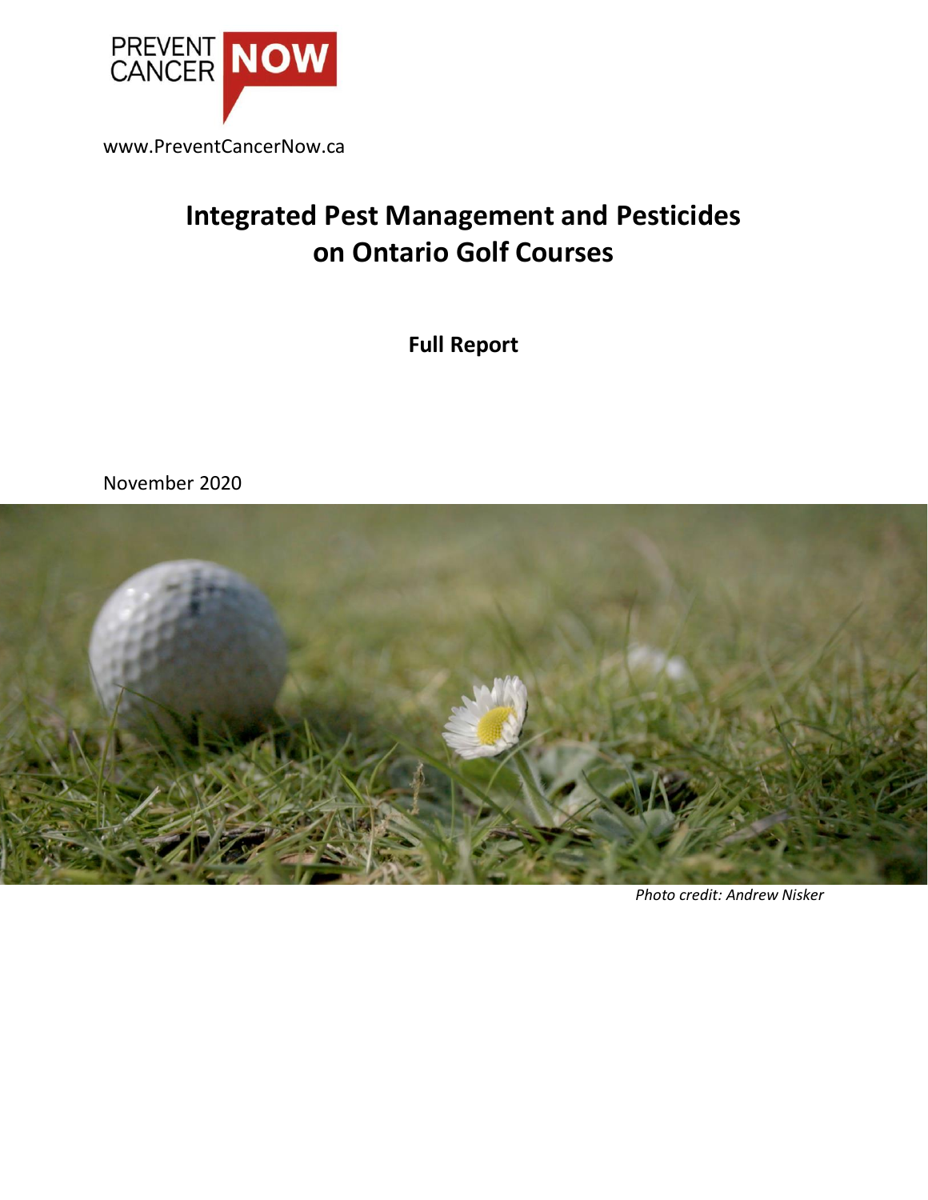PREVENT CANCER NOW

www.PreventCancerNow.ca

# Integrated Pest Management and Pesticides on Ontario Golf Courses

**Full Report**

November 2020

*Photo credit: Andrew Nisker*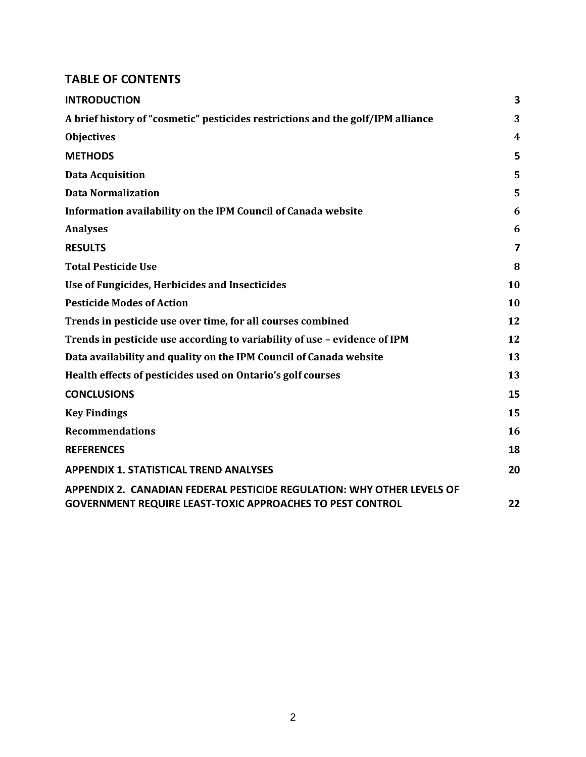## TABLE OF CONTENTS

| | |
|---|---|
| **INTRODUCTION** | **3** |
| **A brief history of "cosmetic" pesticides restrictions and the golf/IPM alliance** | **3** |
| **Objectives** | **4** |
| **METHODS** | **5** |
| **Data Acquisition** | **5** |
| **Data Normalization** | **5** |
| **Information availability on the IPM Council of Canada website** | **6** |
| **Analyses** | **6** |
| **RESULTS** | **7** |
| **Total Pesticide Use** | **8** |
| **Use of Fungicides, Herbicides and Insecticides** | **10** |
| **Pesticide Modes of Action** | **10** |
| **Trends in pesticide use over time, for all courses combined** | **12** |
| **Trends in pesticide use according to variability of use – evidence of IPM** | **12** |
| **Data availability and quality on the IPM Council of Canada website** | **13** |
| **Health effects of pesticides used on Ontario's golf courses** | **13** |
| **CONCLUSIONS** | **15** |
| **Key Findings** | **15** |
| **Recommendations** | **16** |
| **REFERENCES** | **18** |
| **APPENDIX 1. STATISTICAL TREND ANALYSES** | **20** |
| **APPENDIX 2. CANADIAN FEDERAL PESTICIDE REGULATION: WHY OTHER LEVELS OF GOVERNMENT REQUIRE LEAST-TOXIC APPROACHES TO PEST CONTROL** | **22** |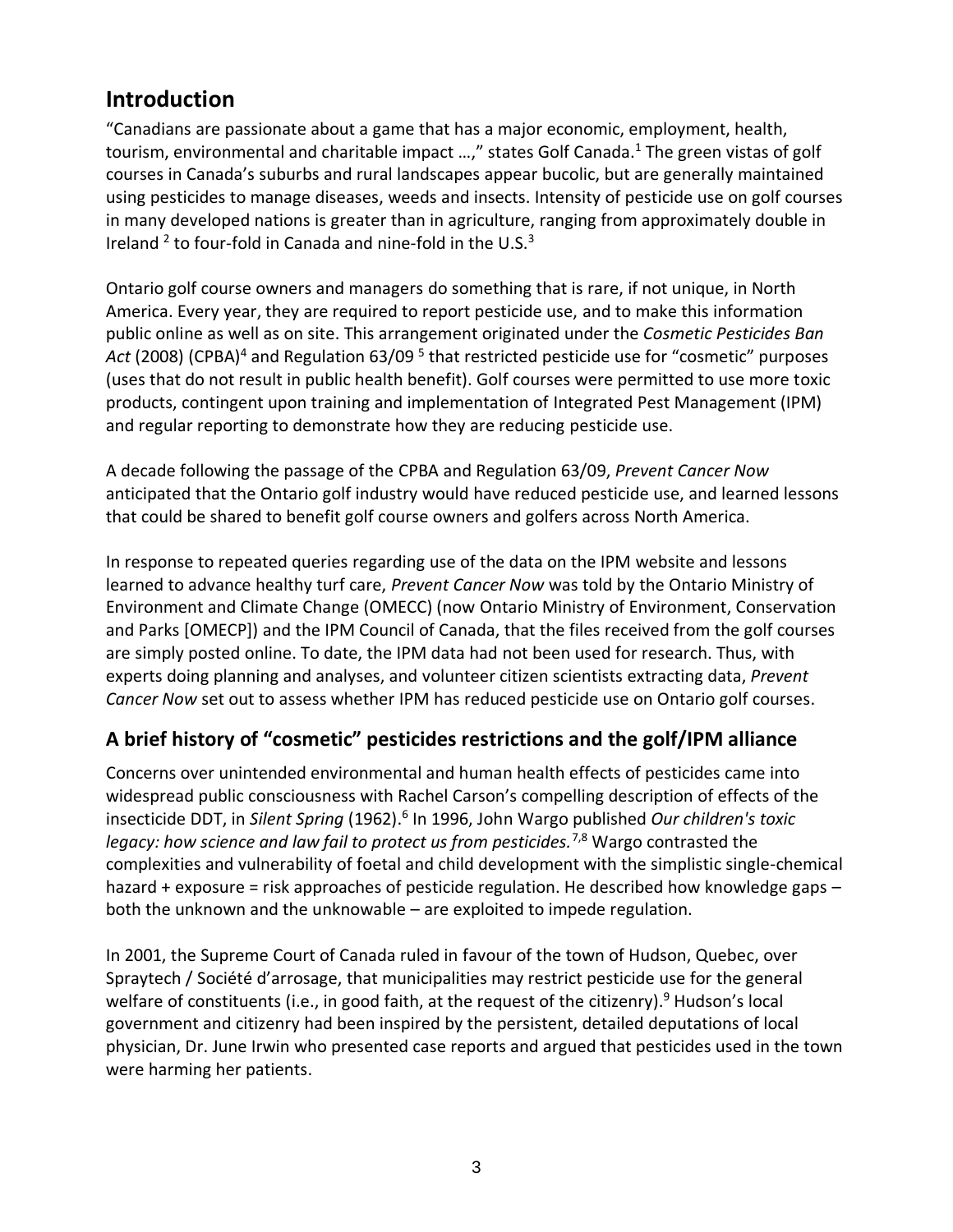## Introduction

"Canadians are passionate about a game that has a major economic, employment, health, tourism, environmental and charitable impact …," states Golf Canada.[1] The green vistas of golf courses in Canada's suburbs and rural landscapes appear bucolic, but are generally maintained using pesticides to manage diseases, weeds and insects. Intensity of pesticide use on golf courses in many developed nations is greater than in agriculture, ranging from approximately double in Ireland [2] to four-fold in Canada and nine-fold in the U.S.[3]

Ontario golf course owners and managers do something that is rare, if not unique, in North America. Every year, they are required to report pesticide use, and to make this information public online as well as on site. This arrangement originated under the *Cosmetic Pesticides Ban Act* (2008) (CPBA)[4] and Regulation 63/09 [5] that restricted pesticide use for "cosmetic" purposes (uses that do not result in public health benefit). Golf courses were permitted to use more toxic products, contingent upon training and implementation of Integrated Pest Management (IPM) and regular reporting to demonstrate how they are reducing pesticide use.

A decade following the passage of the CPBA and Regulation 63/09, *Prevent Cancer Now* anticipated that the Ontario golf industry would have reduced pesticide use, and learned lessons that could be shared to benefit golf course owners and golfers across North America.

In response to repeated queries regarding use of the data on the IPM website and lessons learned to advance healthy turf care, *Prevent Cancer Now* was told by the Ontario Ministry of Environment and Climate Change (OMECC) (now Ontario Ministry of Environment, Conservation and Parks [OMECP]) and the IPM Council of Canada, that the files received from the golf courses are simply posted online. To date, the IPM data had not been used for research. Thus, with experts doing planning and analyses, and volunteer citizen scientists extracting data, *Prevent Cancer Now* set out to assess whether IPM has reduced pesticide use on Ontario golf courses.

## A brief history of "cosmetic" pesticides restrictions and the golf/IPM alliance

Concerns over unintended environmental and human health effects of pesticides came into widespread public consciousness with Rachel Carson's compelling description of effects of the insecticide DDT, in *Silent Spring* (1962).[6] In 1996, John Wargo published *Our children's toxic legacy: how science and law fail to protect us from pesticides.*[7,8] Wargo contrasted the complexities and vulnerability of foetal and child development with the simplistic single-chemical hazard + exposure = risk approaches of pesticide regulation. He described how knowledge gaps – both the unknown and the unknowable – are exploited to impede regulation.

In 2001, the Supreme Court of Canada ruled in favour of the town of Hudson, Quebec, over Spraytech / Société d'arrosage, that municipalities may restrict pesticide use for the general welfare of constituents (i.e., in good faith, at the request of the citizenry).[9] Hudson's local government and citizenry had been inspired by the persistent, detailed deputations of local physician, Dr. June Irwin who presented case reports and argued that pesticides used in the town were harming her patients.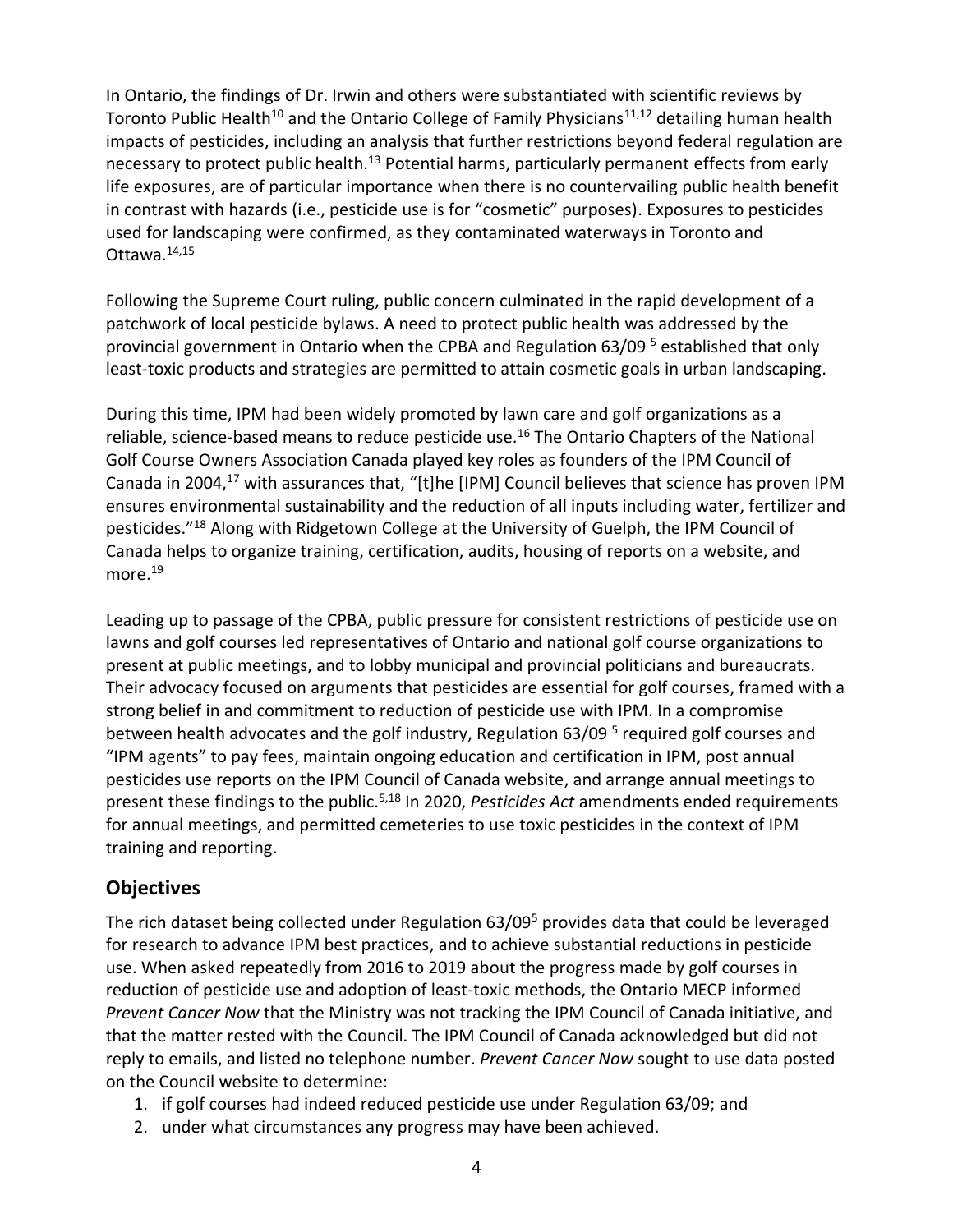In Ontario, the findings of Dr. Irwin and others were substantiated with scientific reviews by Toronto Public Health[10] and the Ontario College of Family Physicians[11,12] detailing human health impacts of pesticides, including an analysis that further restrictions beyond federal regulation are necessary to protect public health.[13] Potential harms, particularly permanent effects from early life exposures, are of particular importance when there is no countervailing public health benefit in contrast with hazards (i.e., pesticide use is for "cosmetic" purposes). Exposures to pesticides used for landscaping were confirmed, as they contaminated waterways in Toronto and Ottawa.[14,15]

Following the Supreme Court ruling, public concern culminated in the rapid development of a patchwork of local pesticide bylaws. A need to protect public health was addressed by the provincial government in Ontario when the CPBA and Regulation 63/09 [5] established that only least-toxic products and strategies are permitted to attain cosmetic goals in urban landscaping.

During this time, IPM had been widely promoted by lawn care and golf organizations as a reliable, science-based means to reduce pesticide use.[16] The Ontario Chapters of the National Golf Course Owners Association Canada played key roles as founders of the IPM Council of Canada in 2004,[17] with assurances that, "[t]he [IPM] Council believes that science has proven IPM ensures environmental sustainability and the reduction of all inputs including water, fertilizer and pesticides."[18] Along with Ridgetown College at the University of Guelph, the IPM Council of Canada helps to organize training, certification, audits, housing of reports on a website, and more.[19]

Leading up to passage of the CPBA, public pressure for consistent restrictions of pesticide use on lawns and golf courses led representatives of Ontario and national golf course organizations to present at public meetings, and to lobby municipal and provincial politicians and bureaucrats. Their advocacy focused on arguments that pesticides are essential for golf courses, framed with a strong belief in and commitment to reduction of pesticide use with IPM. In a compromise between health advocates and the golf industry, Regulation 63/09 [5] required golf courses and "IPM agents" to pay fees, maintain ongoing education and certification in IPM, post annual pesticides use reports on the IPM Council of Canada website, and arrange annual meetings to present these findings to the public.[5,18] In 2020, *Pesticides Act* amendments ended requirements for annual meetings, and permitted cemeteries to use toxic pesticides in the context of IPM training and reporting.

## Objectives

The rich dataset being collected under Regulation 63/09[5] provides data that could be leveraged for research to advance IPM best practices, and to achieve substantial reductions in pesticide use. When asked repeatedly from 2016 to 2019 about the progress made by golf courses in reduction of pesticide use and adoption of least-toxic methods, the Ontario MECP informed *Prevent Cancer Now* that the Ministry was not tracking the IPM Council of Canada initiative, and that the matter rested with the Council. The IPM Council of Canada acknowledged but did not reply to emails, and listed no telephone number. *Prevent Cancer Now* sought to use data posted on the Council website to determine:

1. if golf courses had indeed reduced pesticide use under Regulation 63/09; and
2. under what circumstances any progress may have been achieved.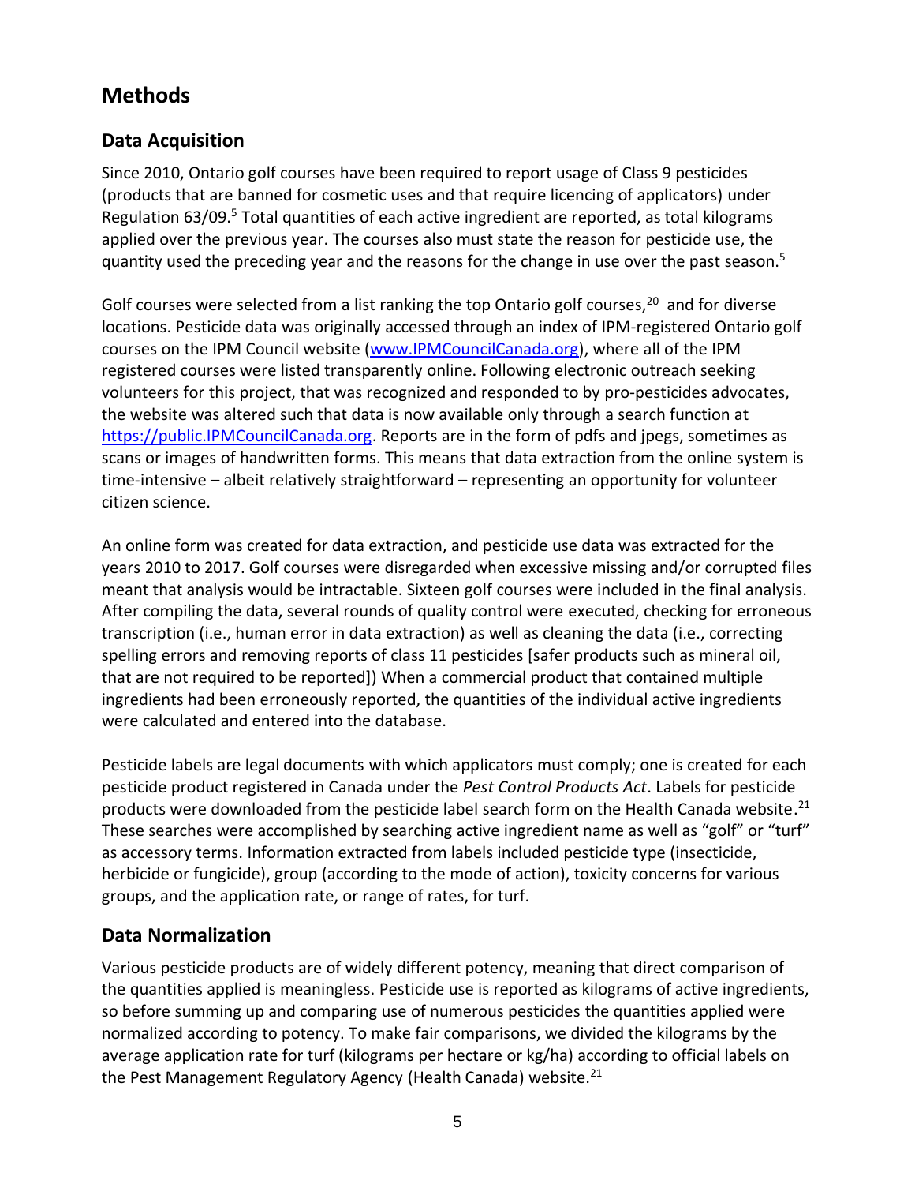# Methods

## Data Acquisition

Since 2010, Ontario golf courses have been required to report usage of Class 9 pesticides (products that are banned for cosmetic uses and that require licencing of applicators) under Regulation 63/09.[5] Total quantities of each active ingredient are reported, as total kilograms applied over the previous year. The courses also must state the reason for pesticide use, the quantity used the preceding year and the reasons for the change in use over the past season.[5]

Golf courses were selected from a list ranking the top Ontario golf courses,[20] and for diverse locations. Pesticide data was originally accessed through an index of IPM-registered Ontario golf courses on the IPM Council website (www.IPMCouncilCanada.org), where all of the IPM registered courses were listed transparently online. Following electronic outreach seeking volunteers for this project, that was recognized and responded to by pro-pesticides advocates, the website was altered such that data is now available only through a search function at https://public.IPMCouncilCanada.org. Reports are in the form of pdfs and jpegs, sometimes as scans or images of handwritten forms. This means that data extraction from the online system is time-intensive – albeit relatively straightforward – representing an opportunity for volunteer citizen science.

An online form was created for data extraction, and pesticide use data was extracted for the years 2010 to 2017. Golf courses were disregarded when excessive missing and/or corrupted files meant that analysis would be intractable. Sixteen golf courses were included in the final analysis. After compiling the data, several rounds of quality control were executed, checking for erroneous transcription (i.e., human error in data extraction) as well as cleaning the data (i.e., correcting spelling errors and removing reports of class 11 pesticides [safer products such as mineral oil, that are not required to be reported]) When a commercial product that contained multiple ingredients had been erroneously reported, the quantities of the individual active ingredients were calculated and entered into the database.

Pesticide labels are legal documents with which applicators must comply; one is created for each pesticide product registered in Canada under the *Pest Control Products Act*. Labels for pesticide products were downloaded from the pesticide label search form on the Health Canada website.[21] These searches were accomplished by searching active ingredient name as well as "golf" or "turf" as accessory terms. Information extracted from labels included pesticide type (insecticide, herbicide or fungicide), group (according to the mode of action), toxicity concerns for various groups, and the application rate, or range of rates, for turf.

## Data Normalization

Various pesticide products are of widely different potency, meaning that direct comparison of the quantities applied is meaningless. Pesticide use is reported as kilograms of active ingredients, so before summing up and comparing use of numerous pesticides the quantities applied were normalized according to potency. To make fair comparisons, we divided the kilograms by the average application rate for turf (kilograms per hectare or kg/ha) according to official labels on the Pest Management Regulatory Agency (Health Canada) website.[21]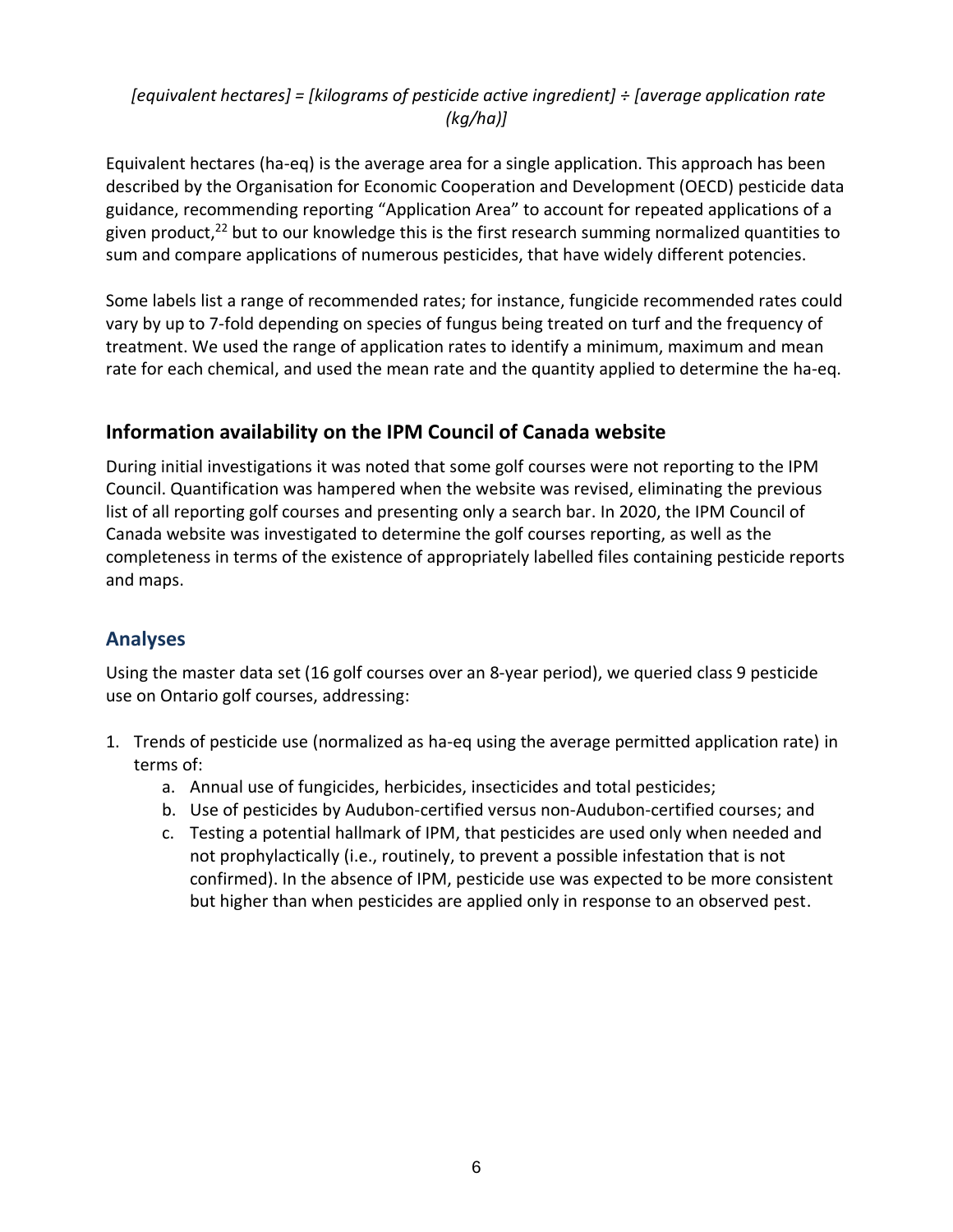*[equivalent hectares] = [kilograms of pesticide active ingredient] ÷ [average application rate (kg/ha)]*

Equivalent hectares (ha-eq) is the average area for a single application. This approach has been described by the Organisation for Economic Cooperation and Development (OECD) pesticide data guidance, recommending reporting "Application Area" to account for repeated applications of a given product,[22] but to our knowledge this is the first research summing normalized quantities to sum and compare applications of numerous pesticides, that have widely different potencies.

Some labels list a range of recommended rates; for instance, fungicide recommended rates could vary by up to 7-fold depending on species of fungus being treated on turf and the frequency of treatment. We used the range of application rates to identify a minimum, maximum and mean rate for each chemical, and used the mean rate and the quantity applied to determine the ha-eq.

## Information availability on the IPM Council of Canada website

During initial investigations it was noted that some golf courses were not reporting to the IPM Council. Quantification was hampered when the website was revised, eliminating the previous list of all reporting golf courses and presenting only a search bar. In 2020, the IPM Council of Canada website was investigated to determine the golf courses reporting, as well as the completeness in terms of the existence of appropriately labelled files containing pesticide reports and maps.

## Analyses

Using the master data set (16 golf courses over an 8-year period), we queried class 9 pesticide use on Ontario golf courses, addressing:

1. Trends of pesticide use (normalized as ha-eq using the average permitted application rate) in terms of:
   a. Annual use of fungicides, herbicides, insecticides and total pesticides;
   b. Use of pesticides by Audubon-certified versus non-Audubon-certified courses; and
   c. Testing a potential hallmark of IPM, that pesticides are used only when needed and not prophylactically (i.e., routinely, to prevent a possible infestation that is not confirmed). In the absence of IPM, pesticide use was expected to be more consistent but higher than when pesticides are applied only in response to an observed pest.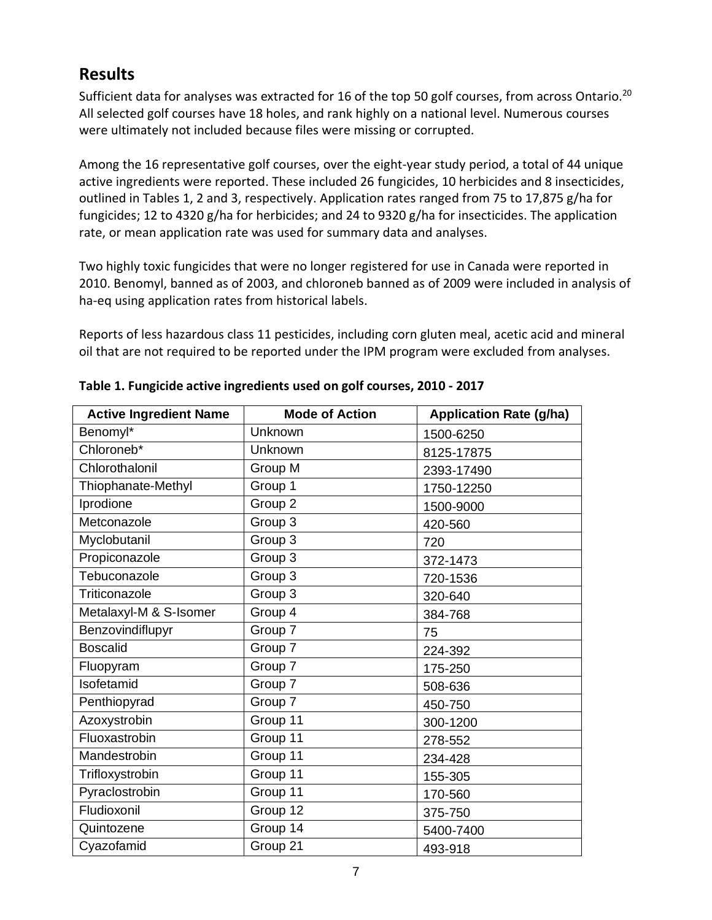## Results

Sufficient data for analyses was extracted for 16 of the top 50 golf courses, from across Ontario.[20] All selected golf courses have 18 holes, and rank highly on a national level. Numerous courses were ultimately not included because files were missing or corrupted.

Among the 16 representative golf courses, over the eight-year study period, a total of 44 unique active ingredients were reported. These included 26 fungicides, 10 herbicides and 8 insecticides, outlined in Tables 1, 2 and 3, respectively. Application rates ranged from 75 to 17,875 g/ha for fungicides; 12 to 4320 g/ha for herbicides; and 24 to 9320 g/ha for insecticides. The application rate, or mean application rate was used for summary data and analyses.

Two highly toxic fungicides that were no longer registered for use in Canada were reported in 2010. Benomyl, banned as of 2003, and chloroneb banned as of 2009 were included in analysis of ha-eq using application rates from historical labels.

Reports of less hazardous class 11 pesticides, including corn gluten meal, acetic acid and mineral oil that are not required to be reported under the IPM program were excluded from analyses.

**Table 1. Fungicide active ingredients used on golf courses, 2010 - 2017**

| Active Ingredient Name | Mode of Action | Application Rate (g/ha) |
|---|---|---|
| Benomyl* | Unknown | 1500-6250 |
| Chloroneb* | Unknown | 8125-17875 |
| Chlorothalonil | Group M | 2393-17490 |
| Thiophanate-Methyl | Group 1 | 1750-12250 |
| Iprodione | Group 2 | 1500-9000 |
| Metconazole | Group 3 | 420-560 |
| Myclobutanil | Group 3 | 720 |
| Propiconazole | Group 3 | 372-1473 |
| Tebuconazole | Group 3 | 720-1536 |
| Triticonazole | Group 3 | 320-640 |
| Metalaxyl-M & S-Isomer | Group 4 | 384-768 |
| Benzovindiflupyr | Group 7 | 75 |
| Boscalid | Group 7 | 224-392 |
| Fluopyram | Group 7 | 175-250 |
| Isofetamid | Group 7 | 508-636 |
| Penthiopyrad | Group 7 | 450-750 |
| Azoxystrobin | Group 11 | 300-1200 |
| Fluoxastrobin | Group 11 | 278-552 |
| Mandestrobin | Group 11 | 234-428 |
| Trifloxystrobin | Group 11 | 155-305 |
| Pyraclostrobin | Group 11 | 170-560 |
| Fludioxonil | Group 12 | 375-750 |
| Quintozene | Group 14 | 5400-7400 |
| Cyazofamid | Group 21 | 493-918 |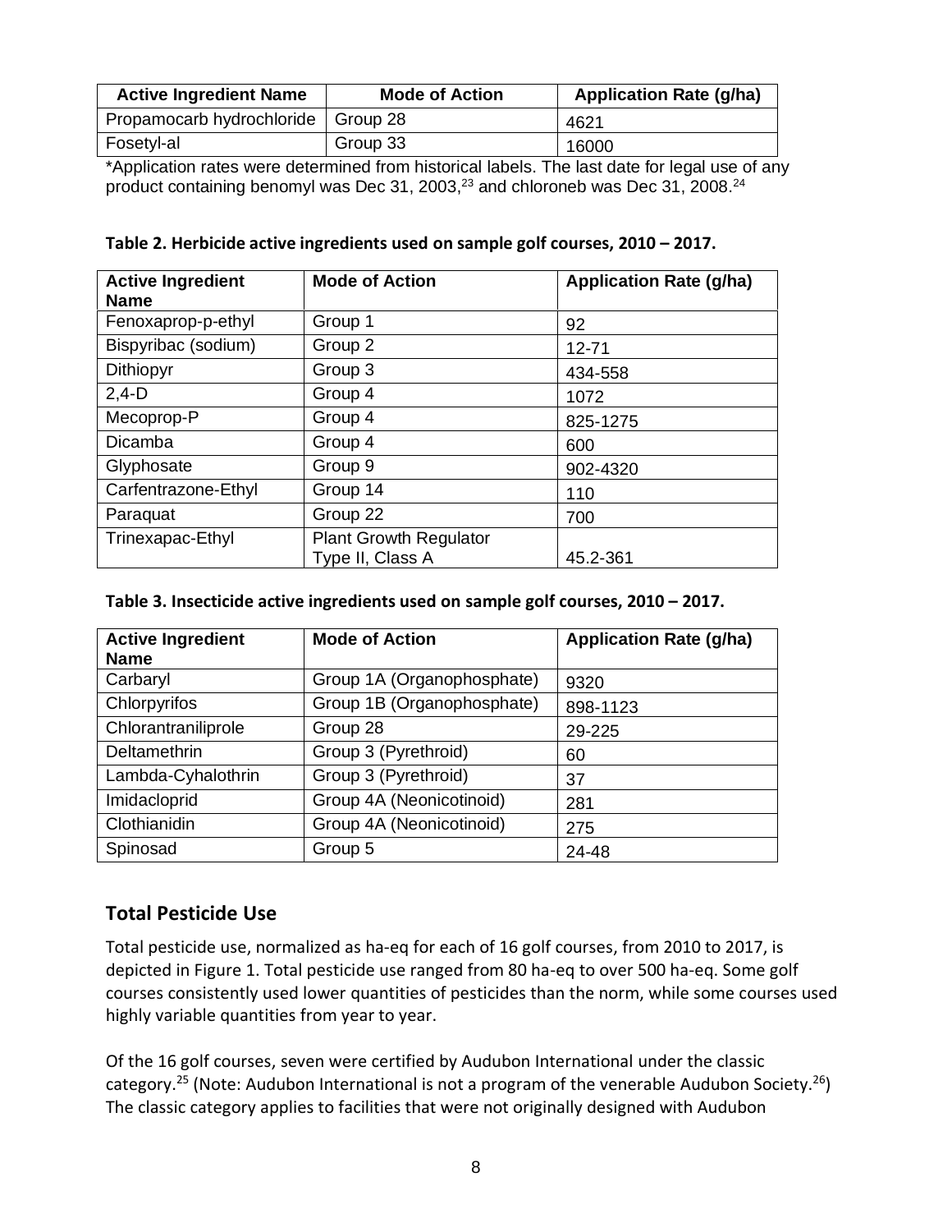| Active Ingredient Name | Mode of Action | Application Rate (g/ha) |
| --- | --- | --- |
| Propamocarb hydrochloride | Group 28 | 4621 |
| Fosetyl-al | Group 33 | 16000 |

*Application rates were determined from historical labels. The last date for legal use of any product containing benomyl was Dec 31, 2003,[23] and chloroneb was Dec 31, 2008.[24]

**Table 2. Herbicide active ingredients used on sample golf courses, 2010 – 2017.**

| Active Ingredient Name | Mode of Action | Application Rate (g/ha) |
| --- | --- | --- |
| Fenoxaprop-p-ethyl | Group 1 | 92 |
| Bispyribac (sodium) | Group 2 | 12-71 |
| Dithiopyr | Group 3 | 434-558 |
| 2,4-D | Group 4 | 1072 |
| Mecoprop-P | Group 4 | 825-1275 |
| Dicamba | Group 4 | 600 |
| Glyphosate | Group 9 | 902-4320 |
| Carfentrazone-Ethyl | Group 14 | 110 |
| Paraquat | Group 22 | 700 |
| Trinexapac-Ethyl | Plant Growth Regulator Type II, Class A | 45.2-361 |

**Table 3. Insecticide active ingredients used on sample golf courses, 2010 – 2017.**

| Active Ingredient Name | Mode of Action | Application Rate (g/ha) |
| --- | --- | --- |
| Carbaryl | Group 1A (Organophosphate) | 9320 |
| Chlorpyrifos | Group 1B (Organophosphate) | 898-1123 |
| Chlorantraniliprole | Group 28 | 29-225 |
| Deltamethrin | Group 3 (Pyrethroid) | 60 |
| Lambda-Cyhalothrin | Group 3 (Pyrethroid) | 37 |
| Imidacloprid | Group 4A (Neonicotinoid) | 281 |
| Clothianidin | Group 4A (Neonicotinoid) | 275 |
| Spinosad | Group 5 | 24-48 |

## Total Pesticide Use

Total pesticide use, normalized as ha-eq for each of 16 golf courses, from 2010 to 2017, is depicted in Figure 1. Total pesticide use ranged from 80 ha-eq to over 500 ha-eq. Some golf courses consistently used lower quantities of pesticides than the norm, while some courses used highly variable quantities from year to year.

Of the 16 golf courses, seven were certified by Audubon International under the classic category.[25] (Note: Audubon International is not a program of the venerable Audubon Society.[26]) The classic category applies to facilities that were not originally designed with Audubon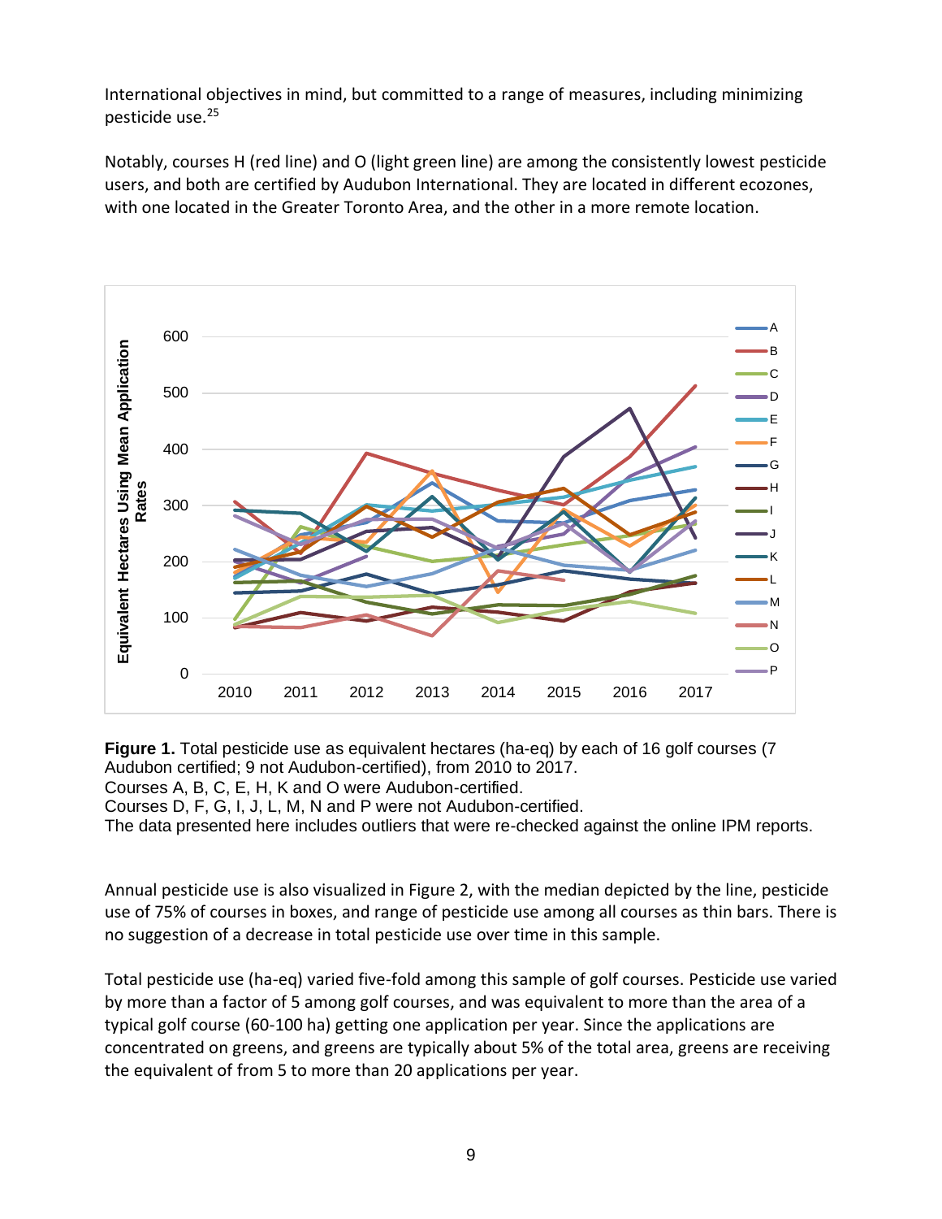International objectives in mind, but committed to a range of measures, including minimizing pesticide use.[25]

Notably, courses H (red line) and O (light green line) are among the consistently lowest pesticide users, and both are certified by Audubon International. They are located in different ecozones, with one located in the Greater Toronto Area, and the other in a more remote location.

**Figure 1.** Total pesticide use as equivalent hectares (ha-eq) by each of 16 golf courses (7 Audubon certified; 9 not Audubon-certified), from 2010 to 2017.
Courses A, B, C, E, H, K and O were Audubon-certified.
Courses D, F, G, I, J, L, M, N and P were not Audubon-certified.
The data presented here includes outliers that were re-checked against the online IPM reports.

Annual pesticide use is also visualized in Figure 2, with the median depicted by the line, pesticide use of 75% of courses in boxes, and range of pesticide use among all courses as thin bars. There is no suggestion of a decrease in total pesticide use over time in this sample.

Total pesticide use (ha-eq) varied five-fold among this sample of golf courses. Pesticide use varied by more than a factor of 5 among golf courses, and was equivalent to more than the area of a typical golf course (60-100 ha) getting one application per year. Since the applications are concentrated on greens, and greens are typically about 5% of the total area, greens are receiving the equivalent of from 5 to more than 20 applications per year.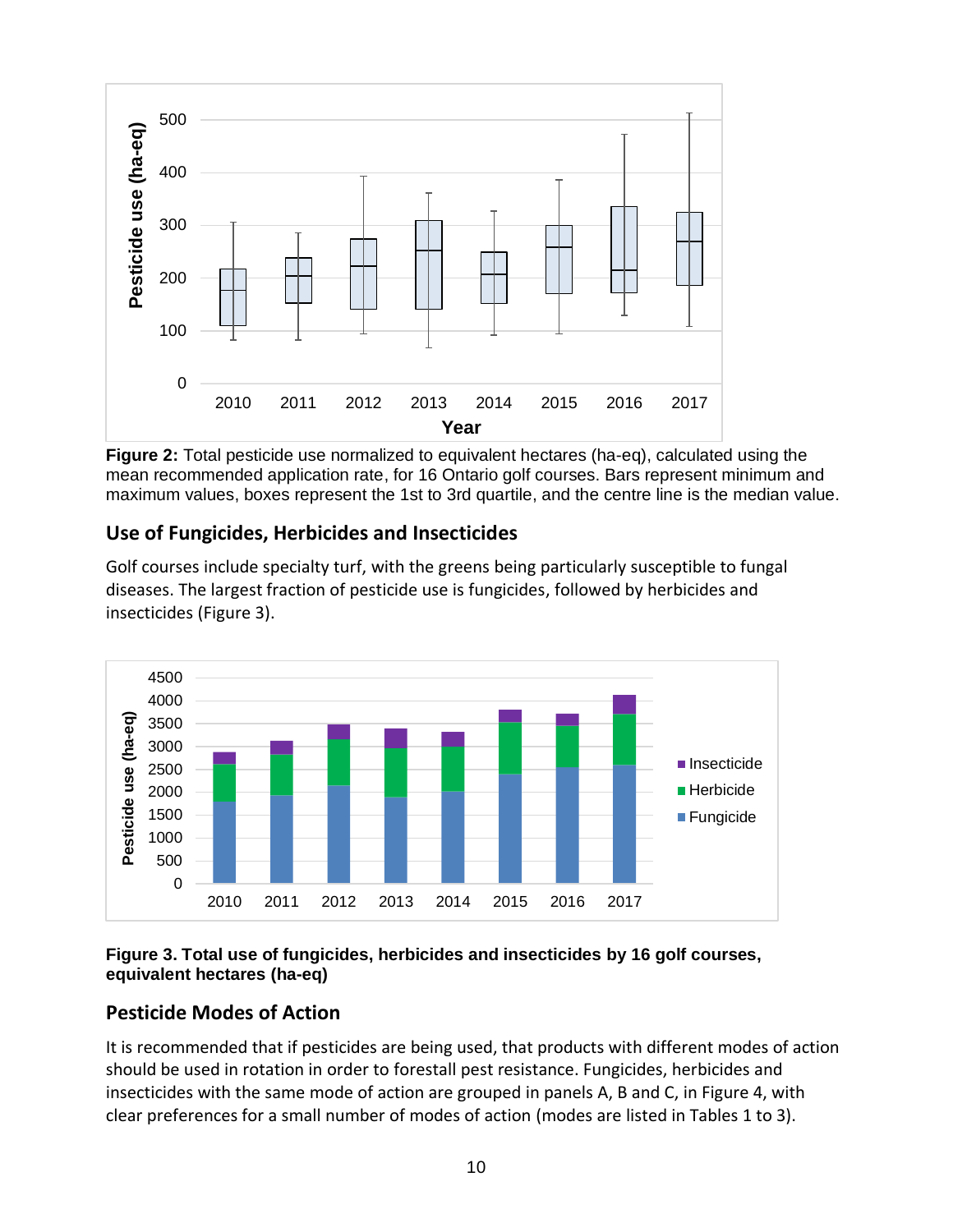**Figure 2:** Total pesticide use normalized to equivalent hectares (ha-eq), calculated using the mean recommended application rate, for 16 Ontario golf courses. Bars represent minimum and maximum values, boxes represent the 1st to 3rd quartile, and the centre line is the median value.

## Use of Fungicides, Herbicides and Insecticides

Golf courses include specialty turf, with the greens being particularly susceptible to fungal diseases. The largest fraction of pesticide use is fungicides, followed by herbicides and insecticides (Figure 3).

**Figure 3. Total use of fungicides, herbicides and insecticides by 16 golf courses, equivalent hectares (ha-eq)**

## Pesticide Modes of Action

It is recommended that if pesticides are being used, that products with different modes of action should be used in rotation in order to forestall pest resistance. Fungicides, herbicides and insecticides with the same mode of action are grouped in panels A, B and C, in Figure 4, with clear preferences for a small number of modes of action (modes are listed in Tables 1 to 3).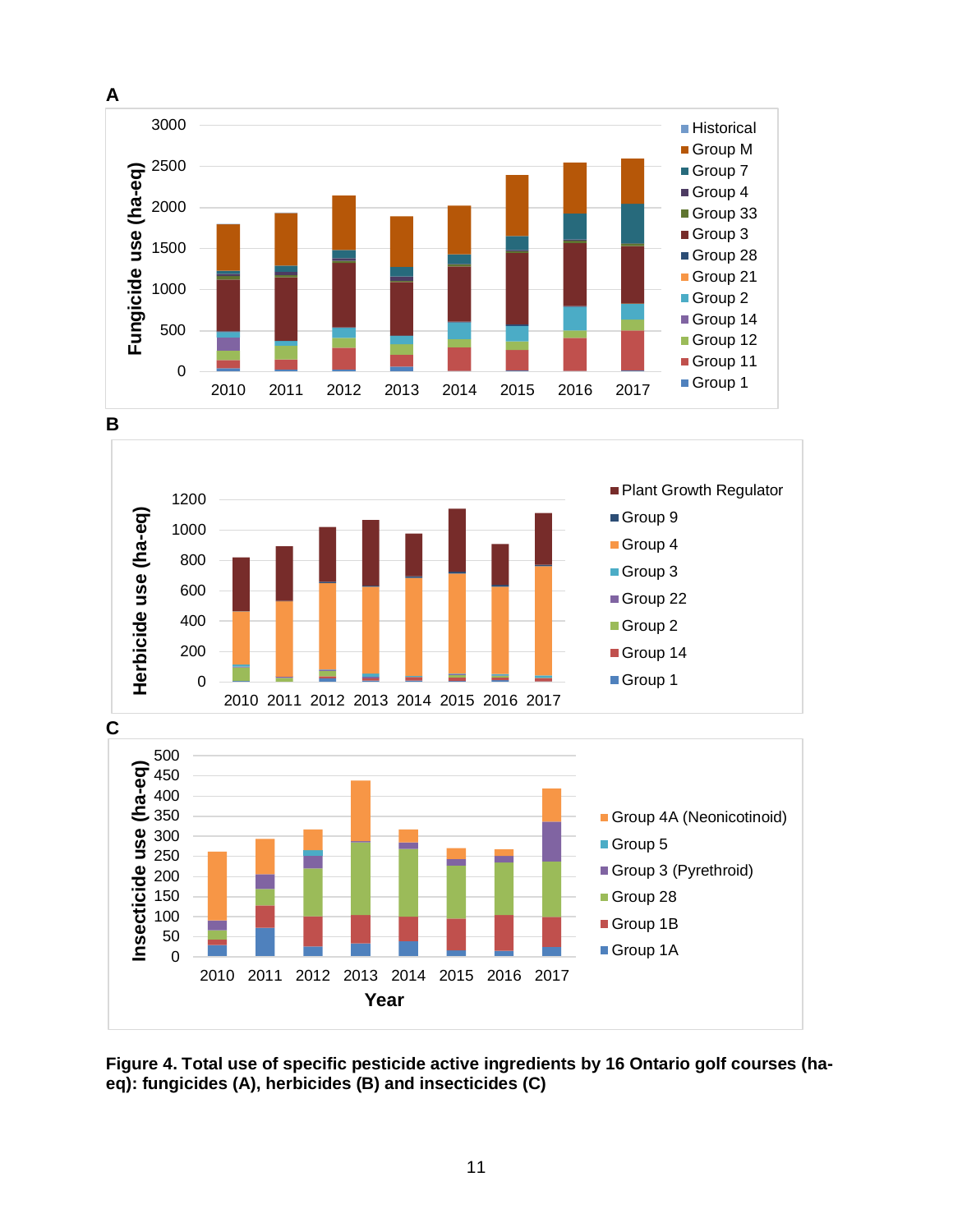**Figure 4. Total use of specific pesticide active ingredients by 16 Ontario golf courses (ha-eq): fungicides (A), herbicides (B) and insecticides (C)**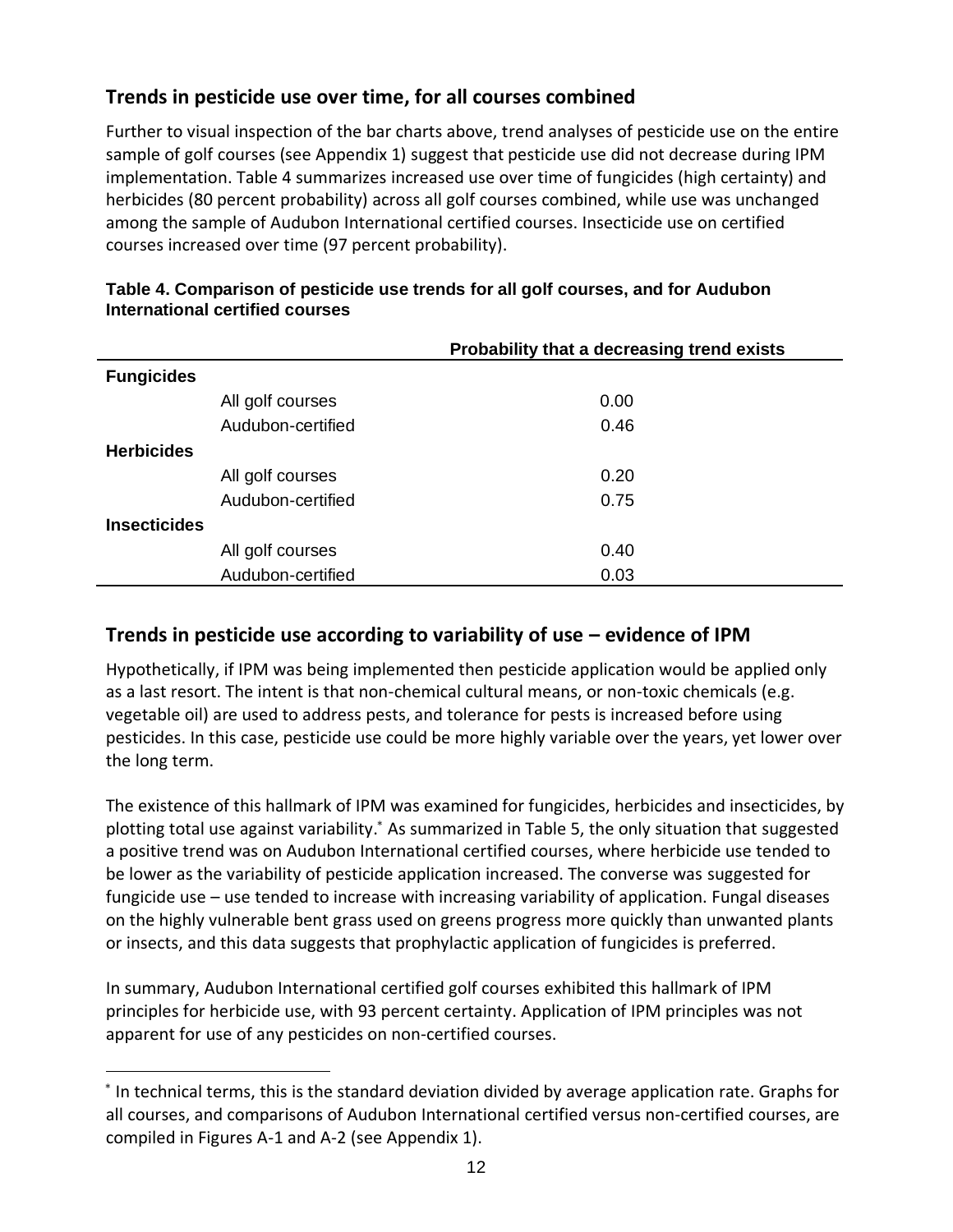## Trends in pesticide use over time, for all courses combined

Further to visual inspection of the bar charts above, trend analyses of pesticide use on the entire sample of golf courses (see Appendix 1) suggest that pesticide use did not decrease during IPM implementation. Table 4 summarizes increased use over time of fungicides (high certainty) and herbicides (80 percent probability) across all golf courses combined, while use was unchanged among the sample of Audubon International certified courses. Insecticide use on certified courses increased over time (97 percent probability).

**Table 4. Comparison of pesticide use trends for all golf courses, and for Audubon International certified courses**

| | | Probability that a decreasing trend exists |
|---|---|---|
| **Fungicides** | | |
| | All golf courses | 0.00 |
| | Audubon-certified | 0.46 |
| **Herbicides** | | |
| | All golf courses | 0.20 |
| | Audubon-certified | 0.75 |
| **Insecticides** | | |
| | All golf courses | 0.40 |
| | Audubon-certified | 0.03 |

## Trends in pesticide use according to variability of use – evidence of IPM

Hypothetically, if IPM was being implemented then pesticide application would be applied only as a last resort. The intent is that non-chemical cultural means, or non-toxic chemicals (e.g. vegetable oil) are used to address pests, and tolerance for pests is increased before using pesticides. In this case, pesticide use could be more highly variable over the years, yet lower over the long term.

The existence of this hallmark of IPM was examined for fungicides, herbicides and insecticides, by plotting total use against variability.* As summarized in Table 5, the only situation that suggested a positive trend was on Audubon International certified courses, where herbicide use tended to be lower as the variability of pesticide application increased. The converse was suggested for fungicide use – use tended to increase with increasing variability of application. Fungal diseases on the highly vulnerable bent grass used on greens progress more quickly than unwanted plants or insects, and this data suggests that prophylactic application of fungicides is preferred.

In summary, Audubon International certified golf courses exhibited this hallmark of IPM principles for herbicide use, with 93 percent certainty. Application of IPM principles was not apparent for use of any pesticides on non-certified courses.

---

* In technical terms, this is the standard deviation divided by average application rate. Graphs for all courses, and comparisons of Audubon International certified versus non-certified courses, are compiled in Figures A-1 and A-2 (see Appendix 1).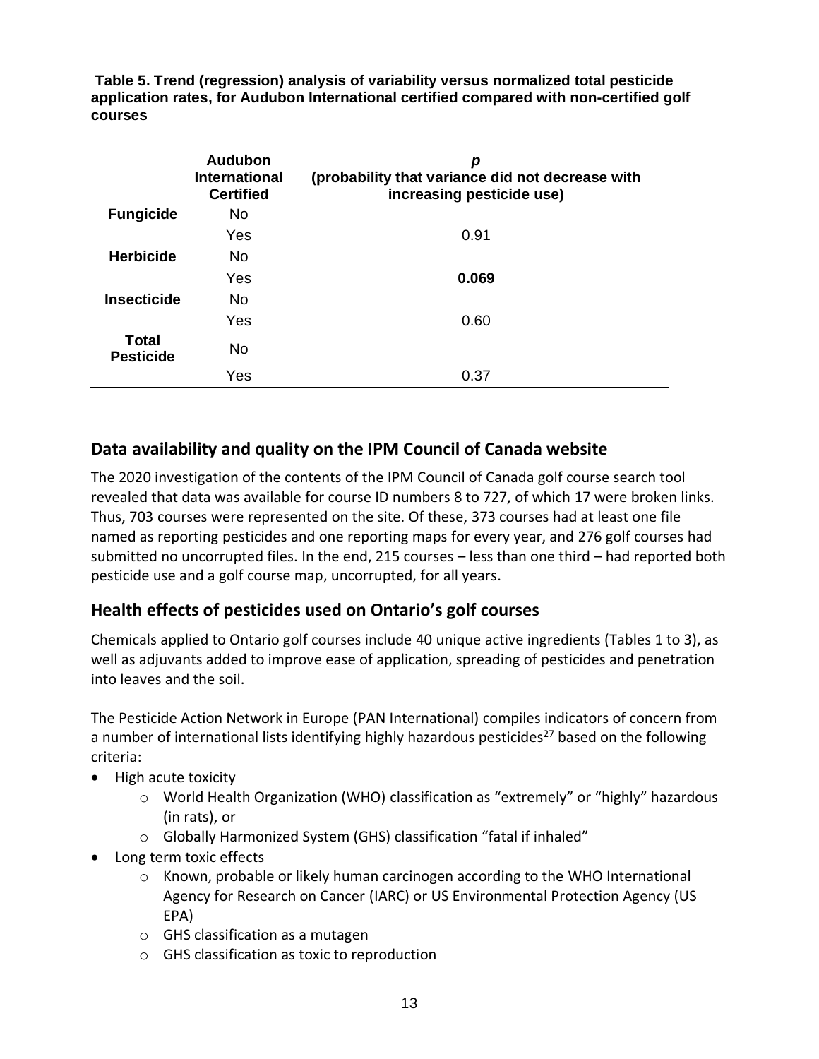**Table 5. Trend (regression) analysis of variability versus normalized total pesticide application rates, for Audubon International certified compared with non-certified golf courses**

| | Audubon International Certified | $p$ (probability that variance did not decrease with increasing pesticide use) |
|---|---|---|
| **Fungicide** | No | |
| | Yes | 0.91 |
| **Herbicide** | No | |
| | Yes | **0.069** |
| **Insecticide** | No | |
| | Yes | 0.60 |
| **Total Pesticide** | No | |
| | Yes | 0.37 |

## Data availability and quality on the IPM Council of Canada website

The 2020 investigation of the contents of the IPM Council of Canada golf course search tool revealed that data was available for course ID numbers 8 to 727, of which 17 were broken links. Thus, 703 courses were represented on the site. Of these, 373 courses had at least one file named as reporting pesticides and one reporting maps for every year, and 276 golf courses had submitted no uncorrupted files. In the end, 215 courses – less than one third – had reported both pesticide use and a golf course map, uncorrupted, for all years.

## Health effects of pesticides used on Ontario's golf courses

Chemicals applied to Ontario golf courses include 40 unique active ingredients (Tables 1 to 3), as well as adjuvants added to improve ease of application, spreading of pesticides and penetration into leaves and the soil.

The Pesticide Action Network in Europe (PAN International) compiles indicators of concern from a number of international lists identifying highly hazardous pesticides[27] based on the following criteria:

- High acute toxicity
  - World Health Organization (WHO) classification as "extremely" or "highly" hazardous (in rats), or
  - Globally Harmonized System (GHS) classification "fatal if inhaled"
- Long term toxic effects
  - Known, probable or likely human carcinogen according to the WHO International Agency for Research on Cancer (IARC) or US Environmental Protection Agency (US EPA)
  - GHS classification as a mutagen
  - GHS classification as toxic to reproduction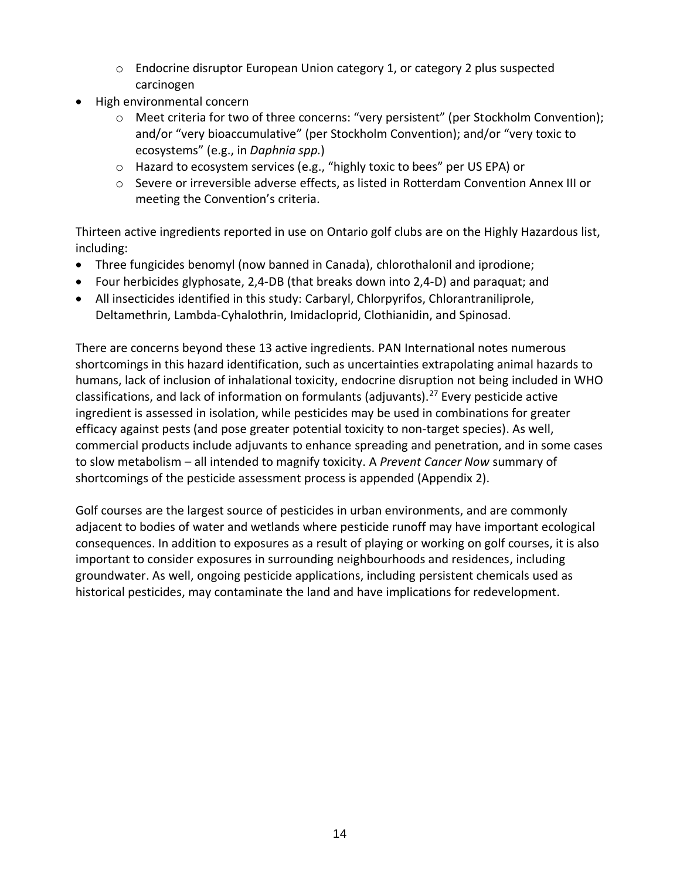- Endocrine disruptor European Union category 1, or category 2 plus suspected carcinogen
- High environmental concern
  - Meet criteria for two of three concerns: “very persistent” (per Stockholm Convention); and/or “very bioaccumulative” (per Stockholm Convention); and/or “very toxic to ecosystems” (e.g., in *Daphnia spp.*)
  - Hazard to ecosystem services (e.g., “highly toxic to bees” per US EPA) or
  - Severe or irreversible adverse effects, as listed in Rotterdam Convention Annex III or meeting the Convention’s criteria.

Thirteen active ingredients reported in use on Ontario golf clubs are on the Highly Hazardous list, including:

- Three fungicides benomyl (now banned in Canada), chlorothalonil and iprodione;
- Four herbicides glyphosate, 2,4-DB (that breaks down into 2,4-D) and paraquat; and
- All insecticides identified in this study: Carbaryl, Chlorpyrifos, Chlorantraniliprole, Deltamethrin, Lambda-Cyhalothrin, Imidacloprid, Clothianidin, and Spinosad.

There are concerns beyond these 13 active ingredients. PAN International notes numerous shortcomings in this hazard identification, such as uncertainties extrapolating animal hazards to humans, lack of inclusion of inhalational toxicity, endocrine disruption not being included in WHO classifications, and lack of information on formulants (adjuvants).[27] Every pesticide active ingredient is assessed in isolation, while pesticides may be used in combinations for greater efficacy against pests (and pose greater potential toxicity to non-target species). As well, commercial products include adjuvants to enhance spreading and penetration, and in some cases to slow metabolism – all intended to magnify toxicity. A *Prevent Cancer Now* summary of shortcomings of the pesticide assessment process is appended (Appendix 2).

Golf courses are the largest source of pesticides in urban environments, and are commonly adjacent to bodies of water and wetlands where pesticide runoff may have important ecological consequences. In addition to exposures as a result of playing or working on golf courses, it is also important to consider exposures in surrounding neighbourhoods and residences, including groundwater. As well, ongoing pesticide applications, including persistent chemicals used as historical pesticides, may contaminate the land and have implications for redevelopment.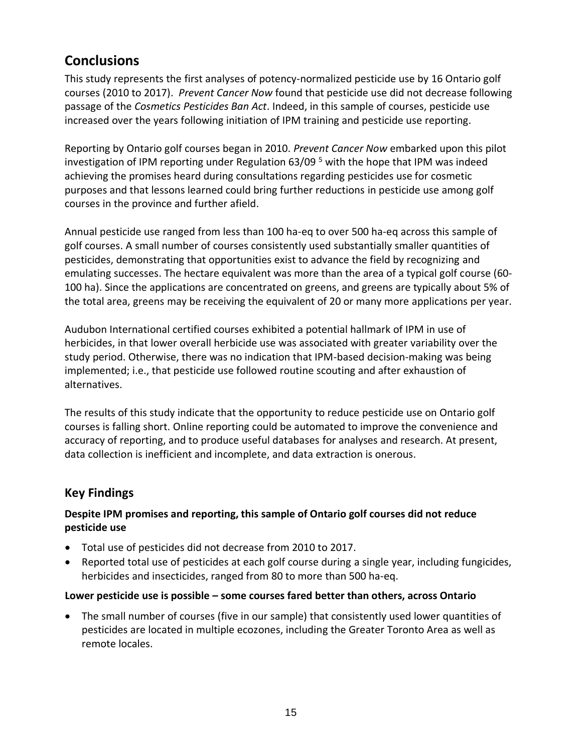## Conclusions

This study represents the first analyses of potency-normalized pesticide use by 16 Ontario golf courses (2010 to 2017). *Prevent Cancer Now* found that pesticide use did not decrease following passage of the *Cosmetics Pesticides Ban Act*. Indeed, in this sample of courses, pesticide use increased over the years following initiation of IPM training and pesticide use reporting.

Reporting by Ontario golf courses began in 2010. *Prevent Cancer Now* embarked upon this pilot investigation of IPM reporting under Regulation 63/09 [5] with the hope that IPM was indeed achieving the promises heard during consultations regarding pesticides use for cosmetic purposes and that lessons learned could bring further reductions in pesticide use among golf courses in the province and further afield.

Annual pesticide use ranged from less than 100 ha-eq to over 500 ha-eq across this sample of golf courses. A small number of courses consistently used substantially smaller quantities of pesticides, demonstrating that opportunities exist to advance the field by recognizing and emulating successes. The hectare equivalent was more than the area of a typical golf course (60-100 ha). Since the applications are concentrated on greens, and greens are typically about 5% of the total area, greens may be receiving the equivalent of 20 or many more applications per year.

Audubon International certified courses exhibited a potential hallmark of IPM in use of herbicides, in that lower overall herbicide use was associated with greater variability over the study period. Otherwise, there was no indication that IPM-based decision-making was being implemented; i.e., that pesticide use followed routine scouting and after exhaustion of alternatives.

The results of this study indicate that the opportunity to reduce pesticide use on Ontario golf courses is falling short. Online reporting could be automated to improve the convenience and accuracy of reporting, and to produce useful databases for analyses and research. At present, data collection is inefficient and incomplete, and data extraction is onerous.

## Key Findings

### Despite IPM promises and reporting, this sample of Ontario golf courses did not reduce pesticide use

- Total use of pesticides did not decrease from 2010 to 2017.
- Reported total use of pesticides at each golf course during a single year, including fungicides, herbicides and insecticides, ranged from 80 to more than 500 ha-eq.

### Lower pesticide use is possible – some courses fared better than others, across Ontario

- The small number of courses (five in our sample) that consistently used lower quantities of pesticides are located in multiple ecozones, including the Greater Toronto Area as well as remote locales.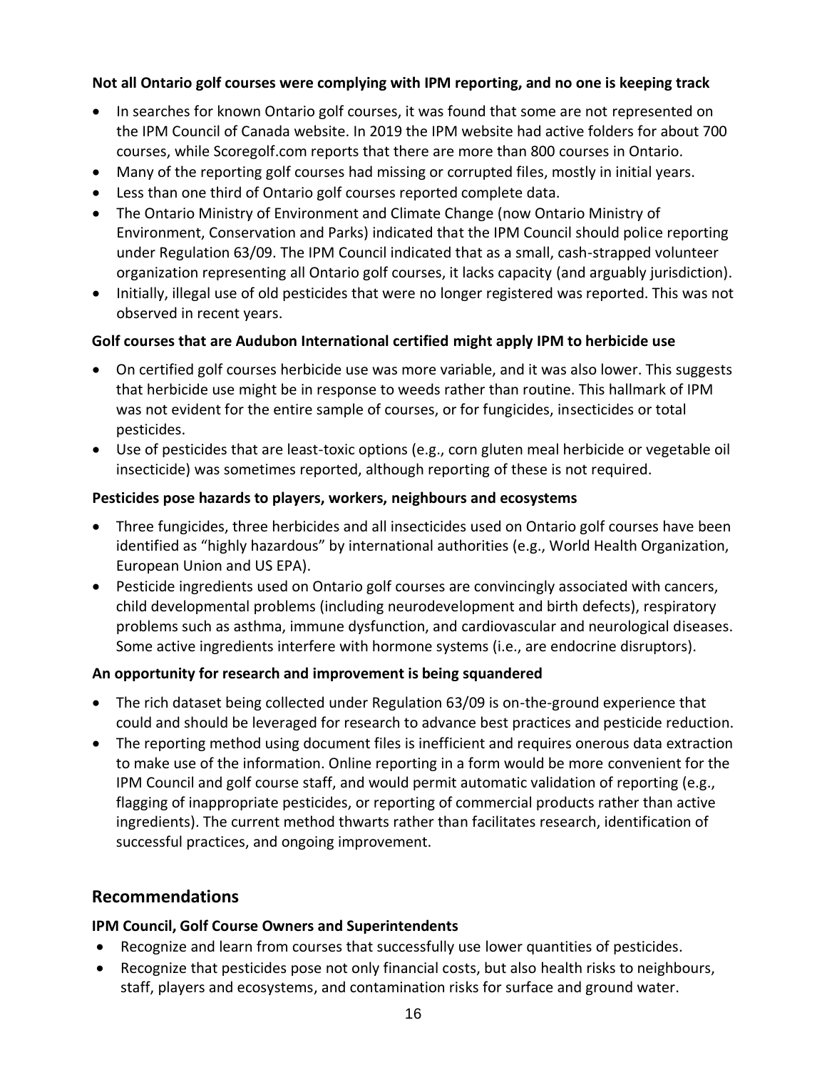**Not all Ontario golf courses were complying with IPM reporting, and no one is keeping track**

- In searches for known Ontario golf courses, it was found that some are not represented on the IPM Council of Canada website. In 2019 the IPM website had active folders for about 700 courses, while Scoregolf.com reports that there are more than 800 courses in Ontario.
- Many of the reporting golf courses had missing or corrupted files, mostly in initial years.
- Less than one third of Ontario golf courses reported complete data.
- The Ontario Ministry of Environment and Climate Change (now Ontario Ministry of Environment, Conservation and Parks) indicated that the IPM Council should police reporting under Regulation 63/09. The IPM Council indicated that as a small, cash-strapped volunteer organization representing all Ontario golf courses, it lacks capacity (and arguably jurisdiction).
- Initially, illegal use of old pesticides that were no longer registered was reported. This was not observed in recent years.

**Golf courses that are Audubon International certified might apply IPM to herbicide use**

- On certified golf courses herbicide use was more variable, and it was also lower. This suggests that herbicide use might be in response to weeds rather than routine. This hallmark of IPM was not evident for the entire sample of courses, or for fungicides, insecticides or total pesticides.
- Use of pesticides that are least-toxic options (e.g., corn gluten meal herbicide or vegetable oil insecticide) was sometimes reported, although reporting of these is not required.

**Pesticides pose hazards to players, workers, neighbours and ecosystems**

- Three fungicides, three herbicides and all insecticides used on Ontario golf courses have been identified as "highly hazardous" by international authorities (e.g., World Health Organization, European Union and US EPA).
- Pesticide ingredients used on Ontario golf courses are convincingly associated with cancers, child developmental problems (including neurodevelopment and birth defects), respiratory problems such as asthma, immune dysfunction, and cardiovascular and neurological diseases. Some active ingredients interfere with hormone systems (i.e., are endocrine disruptors).

**An opportunity for research and improvement is being squandered**

- The rich dataset being collected under Regulation 63/09 is on-the-ground experience that could and should be leveraged for research to advance best practices and pesticide reduction.
- The reporting method using document files is inefficient and requires onerous data extraction to make use of the information. Online reporting in a form would be more convenient for the IPM Council and golf course staff, and would permit automatic validation of reporting (e.g., flagging of inappropriate pesticides, or reporting of commercial products rather than active ingredients). The current method thwarts rather than facilitates research, identification of successful practices, and ongoing improvement.

## Recommendations

**IPM Council, Golf Course Owners and Superintendents**

- Recognize and learn from courses that successfully use lower quantities of pesticides.
- Recognize that pesticides pose not only financial costs, but also health risks to neighbours, staff, players and ecosystems, and contamination risks for surface and ground water.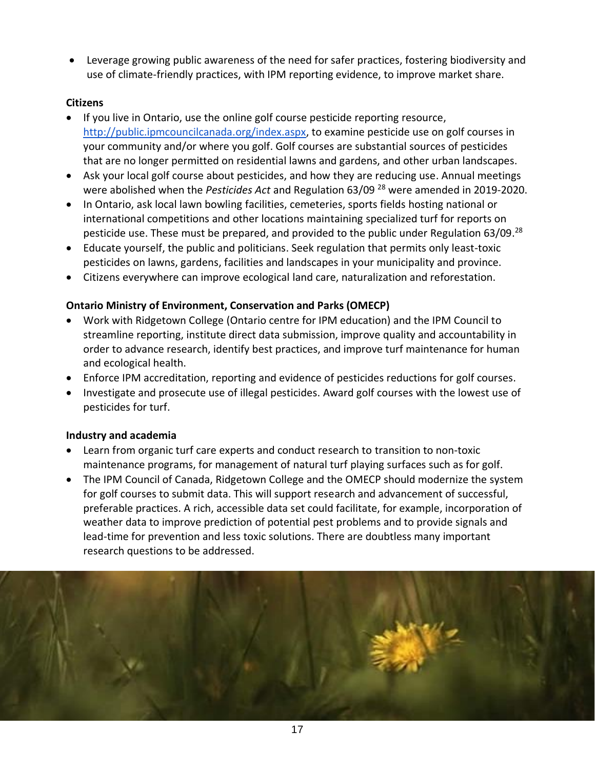- Leverage growing public awareness of the need for safer practices, fostering biodiversity and use of climate-friendly practices, with IPM reporting evidence, to improve market share.

**Citizens**

- If you live in Ontario, use the online golf course pesticide reporting resource, http://public.ipmcouncilcanada.org/index.aspx, to examine pesticide use on golf courses in your community and/or where you golf. Golf courses are substantial sources of pesticides that are no longer permitted on residential lawns and gardens, and other urban landscapes.
- Ask your local golf course about pesticides, and how they are reducing use. Annual meetings were abolished when the *Pesticides Act* and Regulation 63/09 [28] were amended in 2019-2020.
- In Ontario, ask local lawn bowling facilities, cemeteries, sports fields hosting national or international competitions and other locations maintaining specialized turf for reports on pesticide use. These must be prepared, and provided to the public under Regulation 63/09.[28]
- Educate yourself, the public and politicians. Seek regulation that permits only least-toxic pesticides on lawns, gardens, facilities and landscapes in your municipality and province.
- Citizens everywhere can improve ecological land care, naturalization and reforestation.

**Ontario Ministry of Environment, Conservation and Parks (OMECP)**

- Work with Ridgetown College (Ontario centre for IPM education) and the IPM Council to streamline reporting, institute direct data submission, improve quality and accountability in order to advance research, identify best practices, and improve turf maintenance for human and ecological health.
- Enforce IPM accreditation, reporting and evidence of pesticides reductions for golf courses.
- Investigate and prosecute use of illegal pesticides. Award golf courses with the lowest use of pesticides for turf.

**Industry and academia**

- Learn from organic turf care experts and conduct research to transition to non-toxic maintenance programs, for management of natural turf playing surfaces such as for golf.
- The IPM Council of Canada, Ridgetown College and the OMECP should modernize the system for golf courses to submit data. This will support research and advancement of successful, preferable practices. A rich, accessible data set could facilitate, for example, incorporation of weather data to improve prediction of potential pest problems and to provide signals and lead-time for prevention and less toxic solutions. There are doubtless many important research questions to be addressed.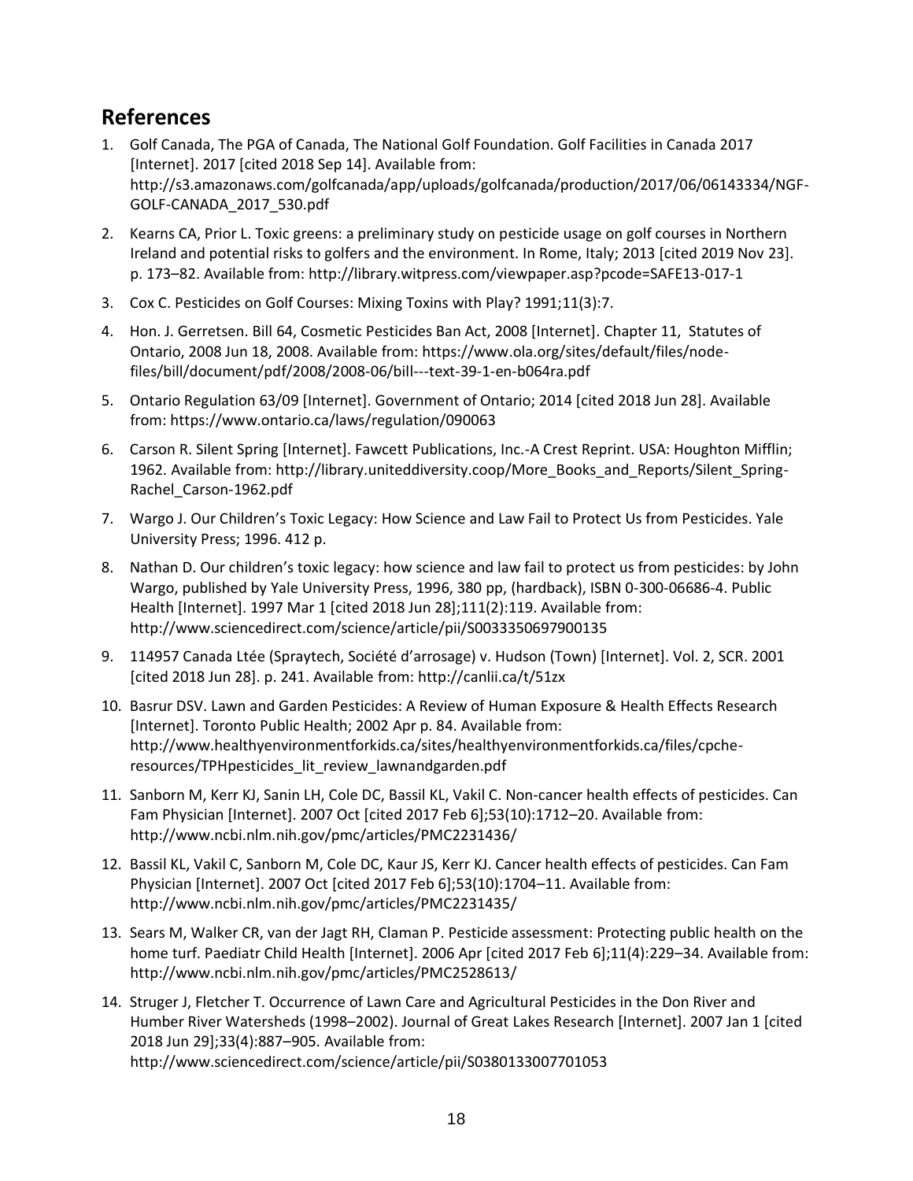## References

1. Golf Canada, The PGA of Canada, The National Golf Foundation. Golf Facilities in Canada 2017 [Internet]. 2017 [cited 2018 Sep 14]. Available from: http://s3.amazonaws.com/golfcanada/app/uploads/golfcanada/production/2017/06/06143334/NGF-GOLF-CANADA_2017_530.pdf
2. Kearns CA, Prior L. Toxic greens: a preliminary study on pesticide usage on golf courses in Northern Ireland and potential risks to golfers and the environment. In Rome, Italy; 2013 [cited 2019 Nov 23]. p. 173–82. Available from: http://library.witpress.com/viewpaper.asp?pcode=SAFE13-017-1
3. Cox C. Pesticides on Golf Courses: Mixing Toxins with Play? 1991;11(3):7.
4. Hon. J. Gerretsen. Bill 64, Cosmetic Pesticides Ban Act, 2008 [Internet]. Chapter 11, Statutes of Ontario, 2008 Jun 18, 2008. Available from: https://www.ola.org/sites/default/files/node-files/bill/document/pdf/2008/2008-06/bill---text-39-1-en-b064ra.pdf
5. Ontario Regulation 63/09 [Internet]. Government of Ontario; 2014 [cited 2018 Jun 28]. Available from: https://www.ontario.ca/laws/regulation/090063
6. Carson R. Silent Spring [Internet]. Fawcett Publications, Inc.-A Crest Reprint. USA: Houghton Mifflin; 1962. Available from: http://library.uniteddiversity.coop/More_Books_and_Reports/Silent_Spring-Rachel_Carson-1962.pdf
7. Wargo J. Our Children's Toxic Legacy: How Science and Law Fail to Protect Us from Pesticides. Yale University Press; 1996. 412 p.
8. Nathan D. Our children's toxic legacy: how science and law fail to protect us from pesticides: by John Wargo, published by Yale University Press, 1996, 380 pp, (hardback), ISBN 0-300-06686-4. Public Health [Internet]. 1997 Mar 1 [cited 2018 Jun 28];111(2):119. Available from: http://www.sciencedirect.com/science/article/pii/S0033350697900135
9. 114957 Canada Ltée (Spraytech, Société d'arrosage) v. Hudson (Town) [Internet]. Vol. 2, SCR. 2001 [cited 2018 Jun 28]. p. 241. Available from: http://canlii.ca/t/51zx
10. Basrur DSV. Lawn and Garden Pesticides: A Review of Human Exposure & Health Effects Research [Internet]. Toronto Public Health; 2002 Apr p. 84. Available from: http://www.healthyenvironmentforkids.ca/sites/healthyenvironmentforkids.ca/files/cpche-resources/TPHpesticides_lit_review_lawnandgarden.pdf
11. Sanborn M, Kerr KJ, Sanin LH, Cole DC, Bassil KL, Vakil C. Non-cancer health effects of pesticides. Can Fam Physician [Internet]. 2007 Oct [cited 2017 Feb 6];53(10):1712–20. Available from: http://www.ncbi.nlm.nih.gov/pmc/articles/PMC2231436/
12. Bassil KL, Vakil C, Sanborn M, Cole DC, Kaur JS, Kerr KJ. Cancer health effects of pesticides. Can Fam Physician [Internet]. 2007 Oct [cited 2017 Feb 6];53(10):1704–11. Available from: http://www.ncbi.nlm.nih.gov/pmc/articles/PMC2231435/
13. Sears M, Walker CR, van der Jagt RH, Claman P. Pesticide assessment: Protecting public health on the home turf. Paediatr Child Health [Internet]. 2006 Apr [cited 2017 Feb 6];11(4):229–34. Available from: http://www.ncbi.nlm.nih.gov/pmc/articles/PMC2528613/
14. Struger J, Fletcher T. Occurrence of Lawn Care and Agricultural Pesticides in the Don River and Humber River Watersheds (1998–2002). Journal of Great Lakes Research [Internet]. 2007 Jan 1 [cited 2018 Jun 29];33(4):887–905. Available from: http://www.sciencedirect.com/science/article/pii/S0380133007701053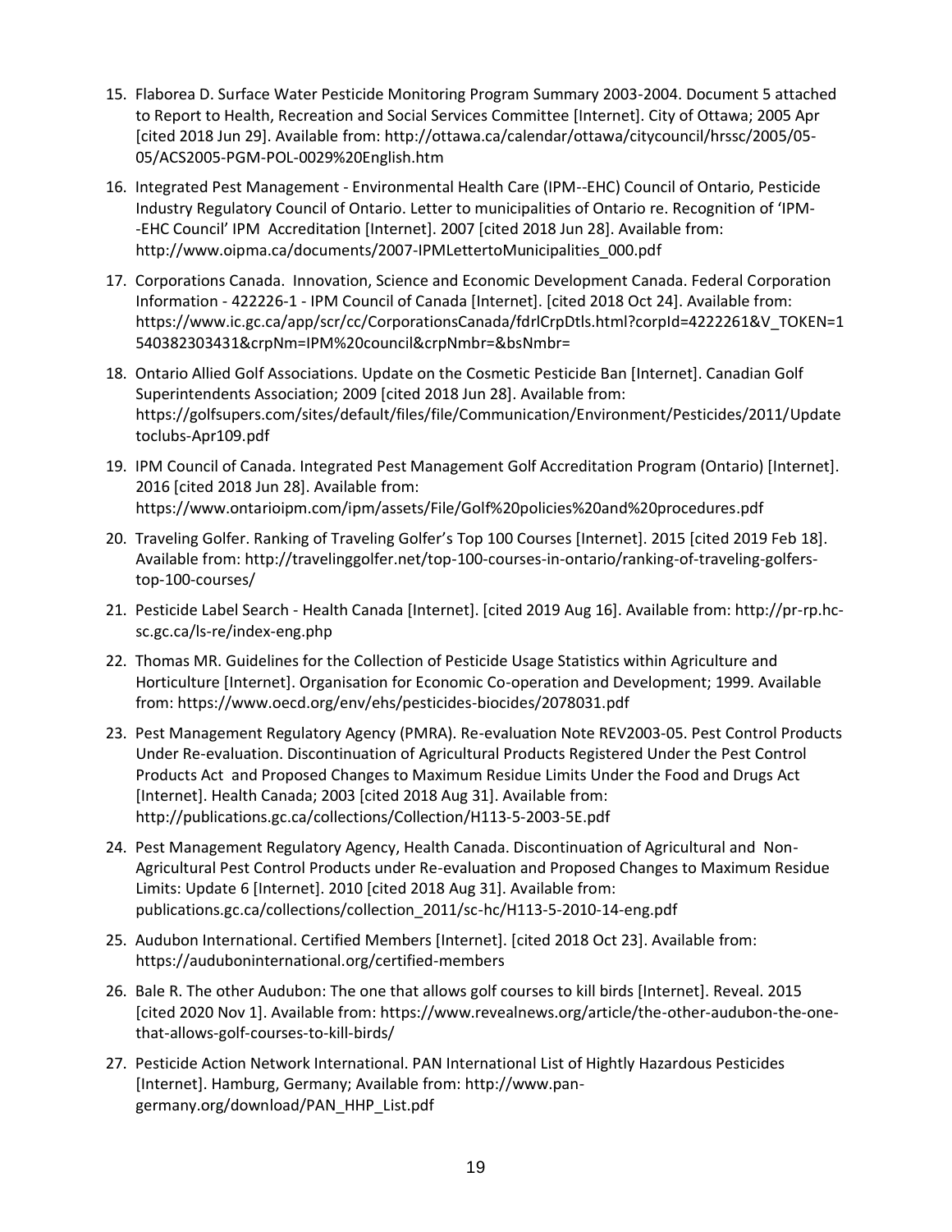15. Flaborea D. Surface Water Pesticide Monitoring Program Summary 2003-2004. Document 5 attached to Report to Health, Recreation and Social Services Committee [Internet]. City of Ottawa; 2005 Apr [cited 2018 Jun 29]. Available from: http://ottawa.ca/calendar/ottawa/citycouncil/hrssc/2005/05-05/ACS2005-PGM-POL-0029%20English.htm

16. Integrated Pest Management - Environmental Health Care (IPM--EHC) Council of Ontario, Pesticide Industry Regulatory Council of Ontario. Letter to municipalities of Ontario re. Recognition of 'IPM--EHC Council' IPM Accreditation [Internet]. 2007 [cited 2018 Jun 28]. Available from: http://www.oipma.ca/documents/2007-IPMLettertoMunicipalities_000.pdf

17. Corporations Canada. Innovation, Science and Economic Development Canada. Federal Corporation Information - 422226-1 - IPM Council of Canada [Internet]. [cited 2018 Oct 24]. Available from: https://www.ic.gc.ca/app/scr/cc/CorporationsCanada/fdrlCrpDtls.html?corpId=4222261&V_TOKEN=1540382303431&crpNm=IPM%20council&crpNmbr=&bsNmbr=

18. Ontario Allied Golf Associations. Update on the Cosmetic Pesticide Ban [Internet]. Canadian Golf Superintendents Association; 2009 [cited 2018 Jun 28]. Available from: https://golfsupers.com/sites/default/files/file/Communication/Environment/Pesticides/2011/Updatetoclubs-Apr109.pdf

19. IPM Council of Canada. Integrated Pest Management Golf Accreditation Program (Ontario) [Internet]. 2016 [cited 2018 Jun 28]. Available from: https://www.ontarioipm.com/ipm/assets/File/Golf%20policies%20and%20procedures.pdf

20. Traveling Golfer. Ranking of Traveling Golfer's Top 100 Courses [Internet]. 2015 [cited 2019 Feb 18]. Available from: http://travelinggolfer.net/top-100-courses-in-ontario/ranking-of-traveling-golfers-top-100-courses/

21. Pesticide Label Search - Health Canada [Internet]. [cited 2019 Aug 16]. Available from: http://pr-rp.hc-sc.gc.ca/ls-re/index-eng.php

22. Thomas MR. Guidelines for the Collection of Pesticide Usage Statistics within Agriculture and Horticulture [Internet]. Organisation for Economic Co-operation and Development; 1999. Available from: https://www.oecd.org/env/ehs/pesticides-biocides/2078031.pdf

23. Pest Management Regulatory Agency (PMRA). Re-evaluation Note REV2003-05. Pest Control Products Under Re-evaluation. Discontinuation of Agricultural Products Registered Under the Pest Control Products Act and Proposed Changes to Maximum Residue Limits Under the Food and Drugs Act [Internet]. Health Canada; 2003 [cited 2018 Aug 31]. Available from: http://publications.gc.ca/collections/Collection/H113-5-2003-5E.pdf

24. Pest Management Regulatory Agency, Health Canada. Discontinuation of Agricultural and Non-Agricultural Pest Control Products under Re-evaluation and Proposed Changes to Maximum Residue Limits: Update 6 [Internet]. 2010 [cited 2018 Aug 31]. Available from: publications.gc.ca/collections/collection_2011/sc-hc/H113-5-2010-14-eng.pdf

25. Audubon International. Certified Members [Internet]. [cited 2018 Oct 23]. Available from: https://auduboninternational.org/certified-members

26. Bale R. The other Audubon: The one that allows golf courses to kill birds [Internet]. Reveal. 2015 [cited 2020 Nov 1]. Available from: https://www.revealnews.org/article/the-other-audubon-the-one-that-allows-golf-courses-to-kill-birds/

27. Pesticide Action Network International. PAN International List of Hightly Hazardous Pesticides [Internet]. Hamburg, Germany; Available from: http://www.pan-germany.org/download/PAN_HHP_List.pdf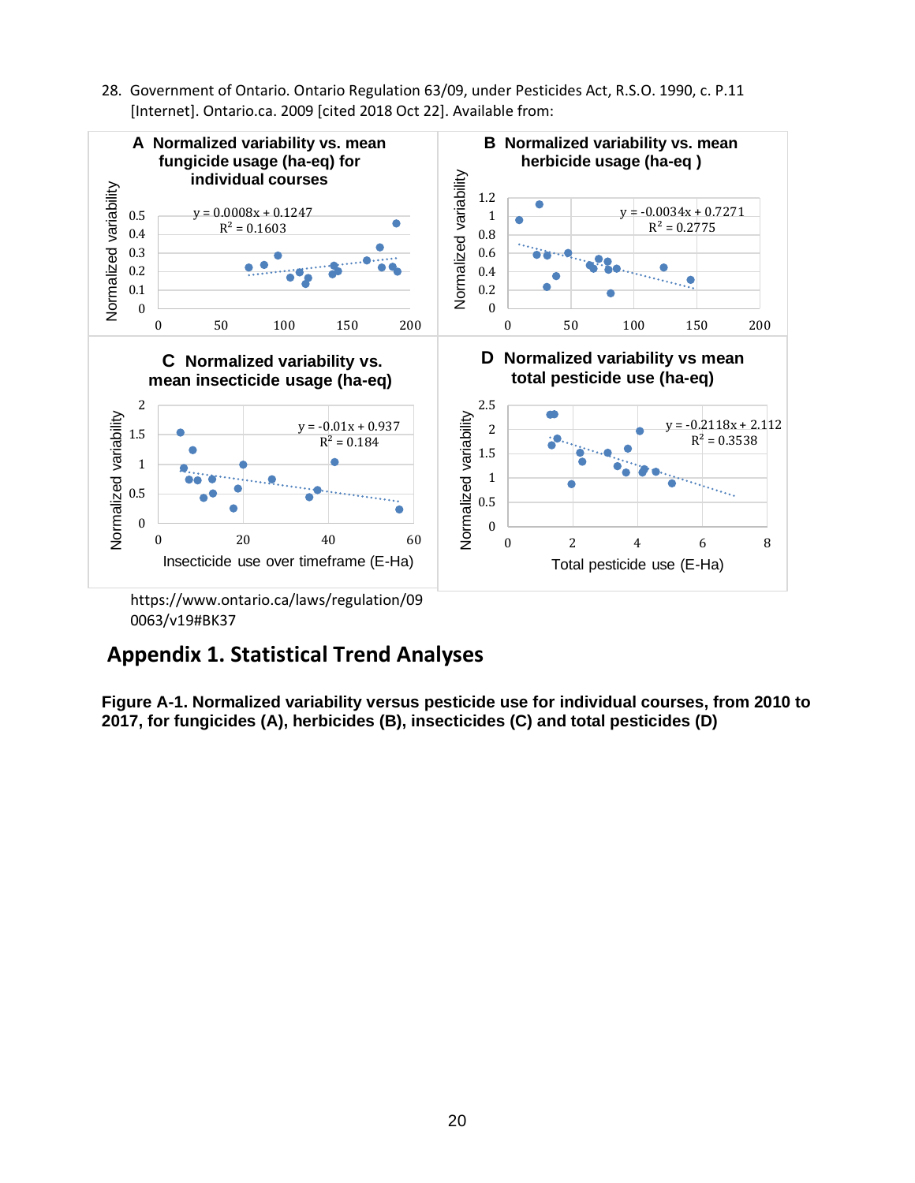28. Government of Ontario. Ontario Regulation 63/09, under Pesticides Act, R.S.O. 1990, c. P.11 [Internet]. Ontario.ca. 2009 [cited 2018 Oct 22]. Available from: https://www.ontario.ca/laws/regulation/090063/v19#BK37

## Appendix 1. Statistical Trend Analyses

**Figure A-1. Normalized variability versus pesticide use for individual courses, from 2010 to 2017, for fungicides (A), herbicides (B), insecticides (C) and total pesticides (D)**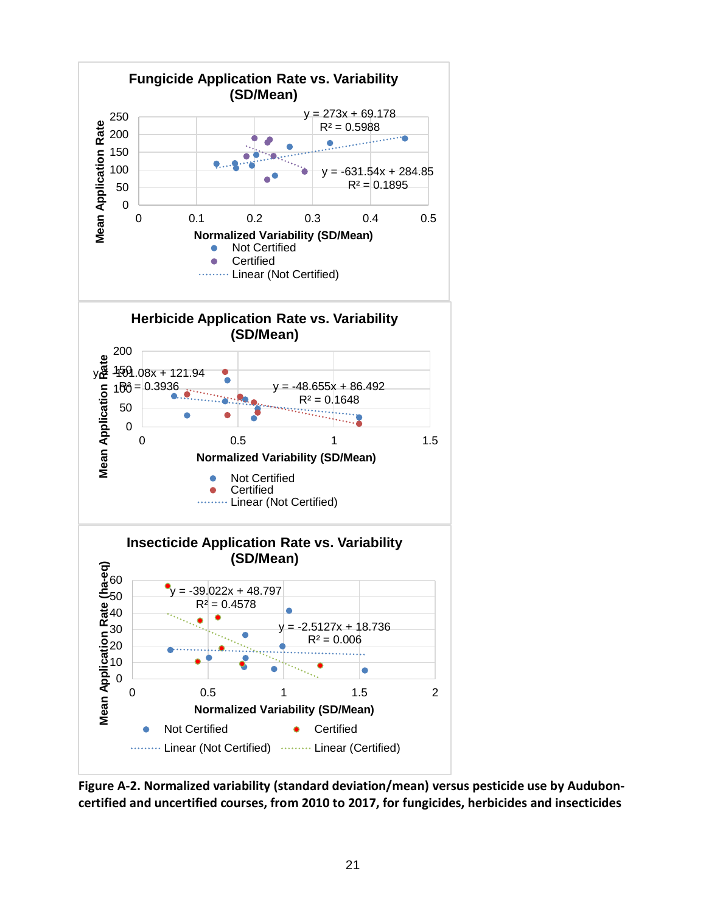**Figure A-2. Normalized variability (standard deviation/mean) versus pesticide use by Audubon-certified and uncertified courses, from 2010 to 2017, for fungicides, herbicides and insecticides**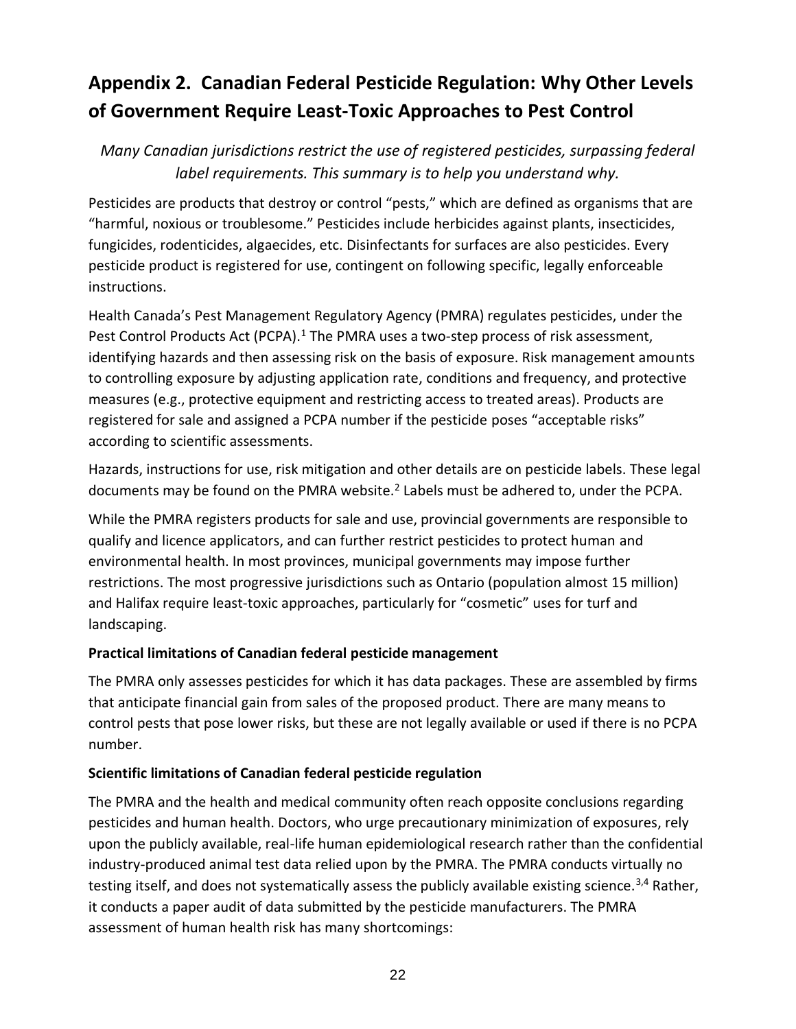## Appendix 2. Canadian Federal Pesticide Regulation: Why Other Levels of Government Require Least-Toxic Approaches to Pest Control

*Many Canadian jurisdictions restrict the use of registered pesticides, surpassing federal label requirements. This summary is to help you understand why.*

Pesticides are products that destroy or control "pests," which are defined as organisms that are "harmful, noxious or troublesome." Pesticides include herbicides against plants, insecticides, fungicides, rodenticides, algaecides, etc. Disinfectants for surfaces are also pesticides. Every pesticide product is registered for use, contingent on following specific, legally enforceable instructions.

Health Canada's Pest Management Regulatory Agency (PMRA) regulates pesticides, under the Pest Control Products Act (PCPA).[1] The PMRA uses a two-step process of risk assessment, identifying hazards and then assessing risk on the basis of exposure. Risk management amounts to controlling exposure by adjusting application rate, conditions and frequency, and protective measures (e.g., protective equipment and restricting access to treated areas). Products are registered for sale and assigned a PCPA number if the pesticide poses "acceptable risks" according to scientific assessments.

Hazards, instructions for use, risk mitigation and other details are on pesticide labels. These legal documents may be found on the PMRA website.[2] Labels must be adhered to, under the PCPA.

While the PMRA registers products for sale and use, provincial governments are responsible to qualify and licence applicators, and can further restrict pesticides to protect human and environmental health. In most provinces, municipal governments may impose further restrictions. The most progressive jurisdictions such as Ontario (population almost 15 million) and Halifax require least-toxic approaches, particularly for "cosmetic" uses for turf and landscaping.

**Practical limitations of Canadian federal pesticide management**

The PMRA only assesses pesticides for which it has data packages. These are assembled by firms that anticipate financial gain from sales of the proposed product. There are many means to control pests that pose lower risks, but these are not legally available or used if there is no PCPA number.

**Scientific limitations of Canadian federal pesticide regulation**

The PMRA and the health and medical community often reach opposite conclusions regarding pesticides and human health. Doctors, who urge precautionary minimization of exposures, rely upon the publicly available, real-life human epidemiological research rather than the confidential industry-produced animal test data relied upon by the PMRA. The PMRA conducts virtually no testing itself, and does not systematically assess the publicly available existing science.[3,4] Rather, it conducts a paper audit of data submitted by the pesticide manufacturers. The PMRA assessment of human health risk has many shortcomings: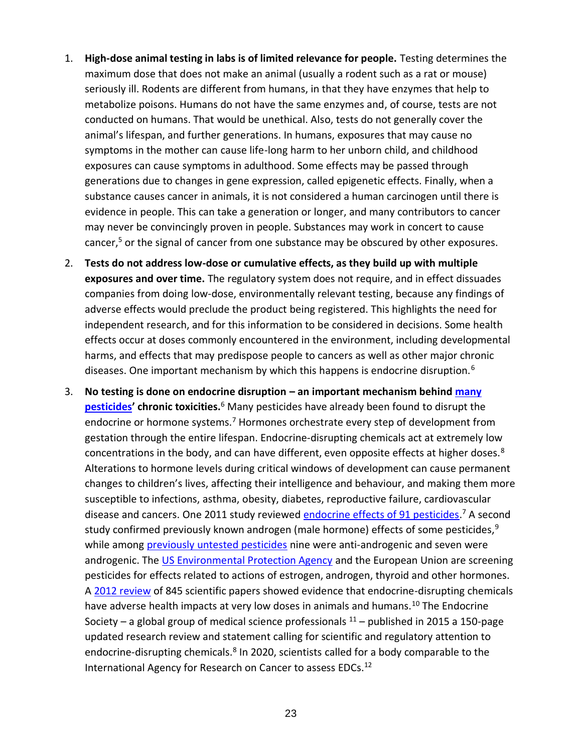1. **High-dose animal testing in labs is of limited relevance for people.** Testing determines the maximum dose that does not make an animal (usually a rodent such as a rat or mouse) seriously ill. Rodents are different from humans, in that they have enzymes that help to metabolize poisons. Humans do not have the same enzymes and, of course, tests are not conducted on humans. That would be unethical. Also, tests do not generally cover the animal's lifespan, and further generations. In humans, exposures that may cause no symptoms in the mother can cause life-long harm to her unborn child, and childhood exposures can cause symptoms in adulthood. Some effects may be passed through generations due to changes in gene expression, called epigenetic effects. Finally, when a substance causes cancer in animals, it is not considered a human carcinogen until there is evidence in people. This can take a generation or longer, and many contributors to cancer may never be convincingly proven in people. Substances may work in concert to cause cancer,[5] or the signal of cancer from one substance may be obscured by other exposures.

2. **Tests do not address low-dose or cumulative effects, as they build up with multiple exposures and over time.** The regulatory system does not require, and in effect dissuades companies from doing low-dose, environmentally relevant testing, because any findings of adverse effects would preclude the product being registered. This highlights the need for independent research, and for this information to be considered in decisions. Some health effects occur at doses commonly encountered in the environment, including developmental harms, and effects that may predispose people to cancers as well as other major chronic diseases. One important mechanism by which this happens is endocrine disruption.[6]

3. **No testing is done on endocrine disruption – an important mechanism behind many pesticides' chronic toxicities.**[6] Many pesticides have already been found to disrupt the endocrine or hormone systems.[7] Hormones orchestrate every step of development from gestation through the entire lifespan. Endocrine-disrupting chemicals act at extremely low concentrations in the body, and can have different, even opposite effects at higher doses.[8] Alterations to hormone levels during critical windows of development can cause permanent changes to children's lives, affecting their intelligence and behaviour, and making them more susceptible to infections, asthma, obesity, diabetes, reproductive failure, cardiovascular disease and cancers. One 2011 study reviewed endocrine effects of 91 pesticides.[7] A second study confirmed previously known androgen (male hormone) effects of some pesticides,[9] while among previously untested pesticides nine were anti-androgenic and seven were androgenic. The US Environmental Protection Agency and the European Union are screening pesticides for effects related to actions of estrogen, androgen, thyroid and other hormones. A 2012 review of 845 scientific papers showed evidence that endocrine-disrupting chemicals have adverse health impacts at very low doses in animals and humans.[10] The Endocrine Society – a global group of medical science professionals [11] – published in 2015 a 150-page updated research review and statement calling for scientific and regulatory attention to endocrine-disrupting chemicals.[8] In 2020, scientists called for a body comparable to the International Agency for Research on Cancer to assess EDCs.[12]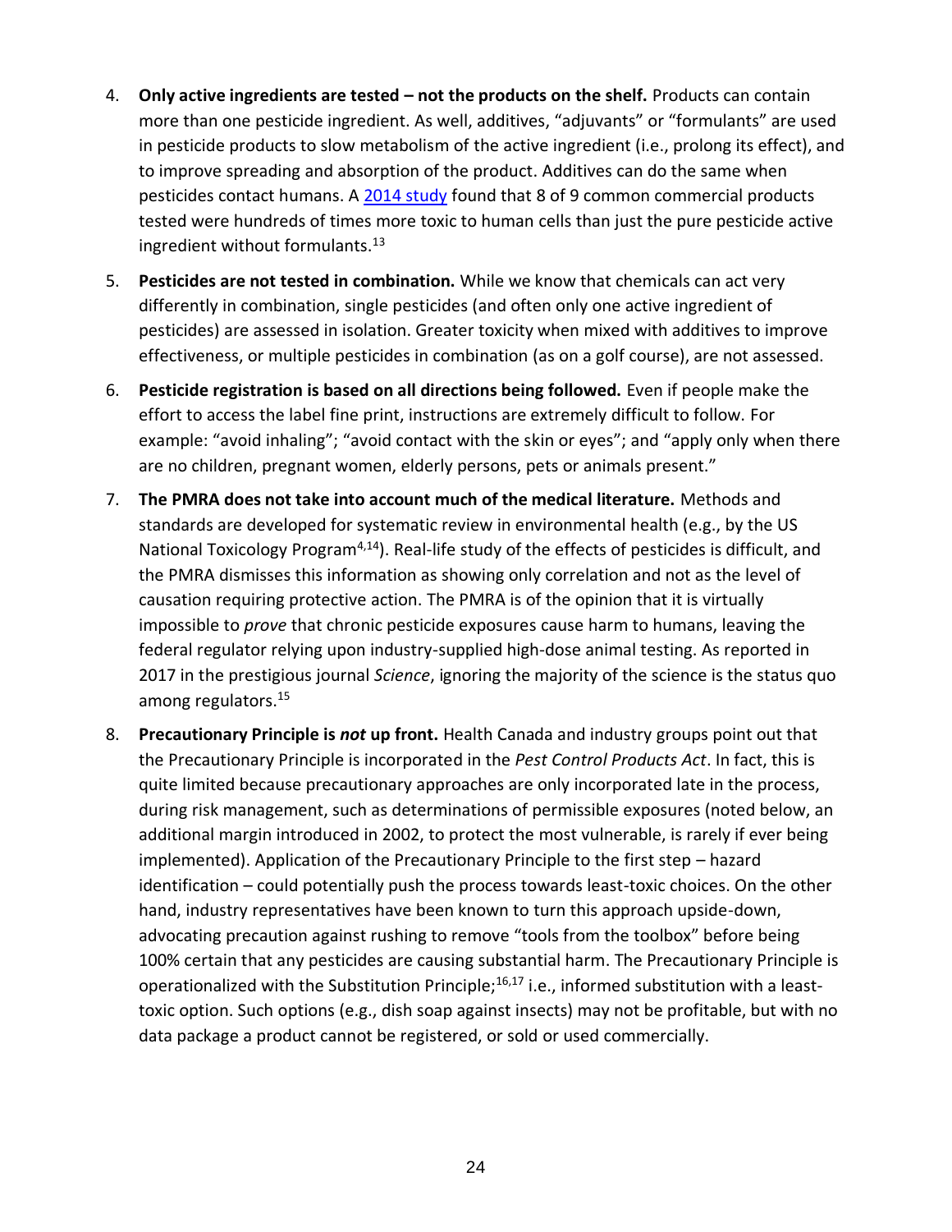4. **Only active ingredients are tested – not the products on the shelf.** Products can contain more than one pesticide ingredient. As well, additives, "adjuvants" or "formulants" are used in pesticide products to slow metabolism of the active ingredient (i.e., prolong its effect), and to improve spreading and absorption of the product. Additives can do the same when pesticides contact humans. A 2014 study found that 8 of 9 common commercial products tested were hundreds of times more toxic to human cells than just the pure pesticide active ingredient without formulants.[13]

5. **Pesticides are not tested in combination.** While we know that chemicals can act very differently in combination, single pesticides (and often only one active ingredient of pesticides) are assessed in isolation. Greater toxicity when mixed with additives to improve effectiveness, or multiple pesticides in combination (as on a golf course), are not assessed.

6. **Pesticide registration is based on all directions being followed.** Even if people make the effort to access the label fine print, instructions are extremely difficult to follow. For example: "avoid inhaling"; "avoid contact with the skin or eyes"; and "apply only when there are no children, pregnant women, elderly persons, pets or animals present."

7. **The PMRA does not take into account much of the medical literature.** Methods and standards are developed for systematic review in environmental health (e.g., by the US National Toxicology Program[4,14]). Real-life study of the effects of pesticides is difficult, and the PMRA dismisses this information as showing only correlation and not as the level of causation requiring protective action. The PMRA is of the opinion that it is virtually impossible to *prove* that chronic pesticide exposures cause harm to humans, leaving the federal regulator relying upon industry-supplied high-dose animal testing. As reported in 2017 in the prestigious journal *Science*, ignoring the majority of the science is the status quo among regulators.[15]

8. **Precautionary Principle is *not* up front.** Health Canada and industry groups point out that the Precautionary Principle is incorporated in the *Pest Control Products Act*. In fact, this is quite limited because precautionary approaches are only incorporated late in the process, during risk management, such as determinations of permissible exposures (noted below, an additional margin introduced in 2002, to protect the most vulnerable, is rarely if ever being implemented). Application of the Precautionary Principle to the first step – hazard identification – could potentially push the process towards least-toxic choices. On the other hand, industry representatives have been known to turn this approach upside-down, advocating precaution against rushing to remove "tools from the toolbox" before being 100% certain that any pesticides are causing substantial harm. The Precautionary Principle is operationalized with the Substitution Principle;[16,17] i.e., informed substitution with a least-toxic option. Such options (e.g., dish soap against insects) may not be profitable, but with no data package a product cannot be registered, or sold or used commercially.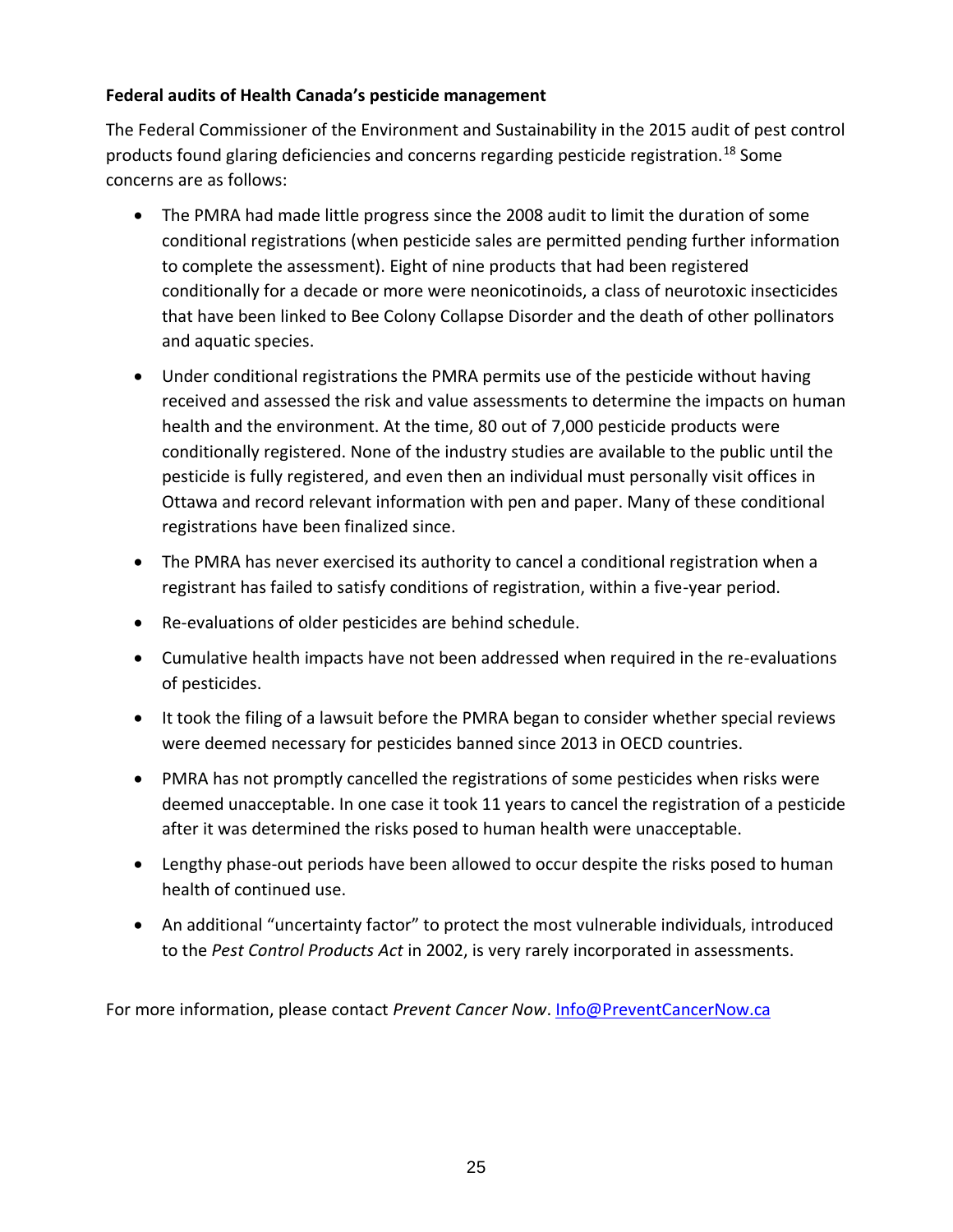**Federal audits of Health Canada's pesticide management**

The Federal Commissioner of the Environment and Sustainability in the 2015 audit of pest control products found glaring deficiencies and concerns regarding pesticide registration.[18] Some concerns are as follows:

- The PMRA had made little progress since the 2008 audit to limit the duration of some conditional registrations (when pesticide sales are permitted pending further information to complete the assessment). Eight of nine products that had been registered conditionally for a decade or more were neonicotinoids, a class of neurotoxic insecticides that have been linked to Bee Colony Collapse Disorder and the death of other pollinators and aquatic species.
- Under conditional registrations the PMRA permits use of the pesticide without having received and assessed the risk and value assessments to determine the impacts on human health and the environment. At the time, 80 out of 7,000 pesticide products were conditionally registered. None of the industry studies are available to the public until the pesticide is fully registered, and even then an individual must personally visit offices in Ottawa and record relevant information with pen and paper. Many of these conditional registrations have been finalized since.
- The PMRA has never exercised its authority to cancel a conditional registration when a registrant has failed to satisfy conditions of registration, within a five-year period.
- Re-evaluations of older pesticides are behind schedule.
- Cumulative health impacts have not been addressed when required in the re-evaluations of pesticides.
- It took the filing of a lawsuit before the PMRA began to consider whether special reviews were deemed necessary for pesticides banned since 2013 in OECD countries.
- PMRA has not promptly cancelled the registrations of some pesticides when risks were deemed unacceptable. In one case it took 11 years to cancel the registration of a pesticide after it was determined the risks posed to human health were unacceptable.
- Lengthy phase-out periods have been allowed to occur despite the risks posed to human health of continued use.
- An additional "uncertainty factor" to protect the most vulnerable individuals, introduced to the *Pest Control Products Act* in 2002, is very rarely incorporated in assessments.

For more information, please contact *Prevent Cancer Now*. Info@PreventCancerNow.ca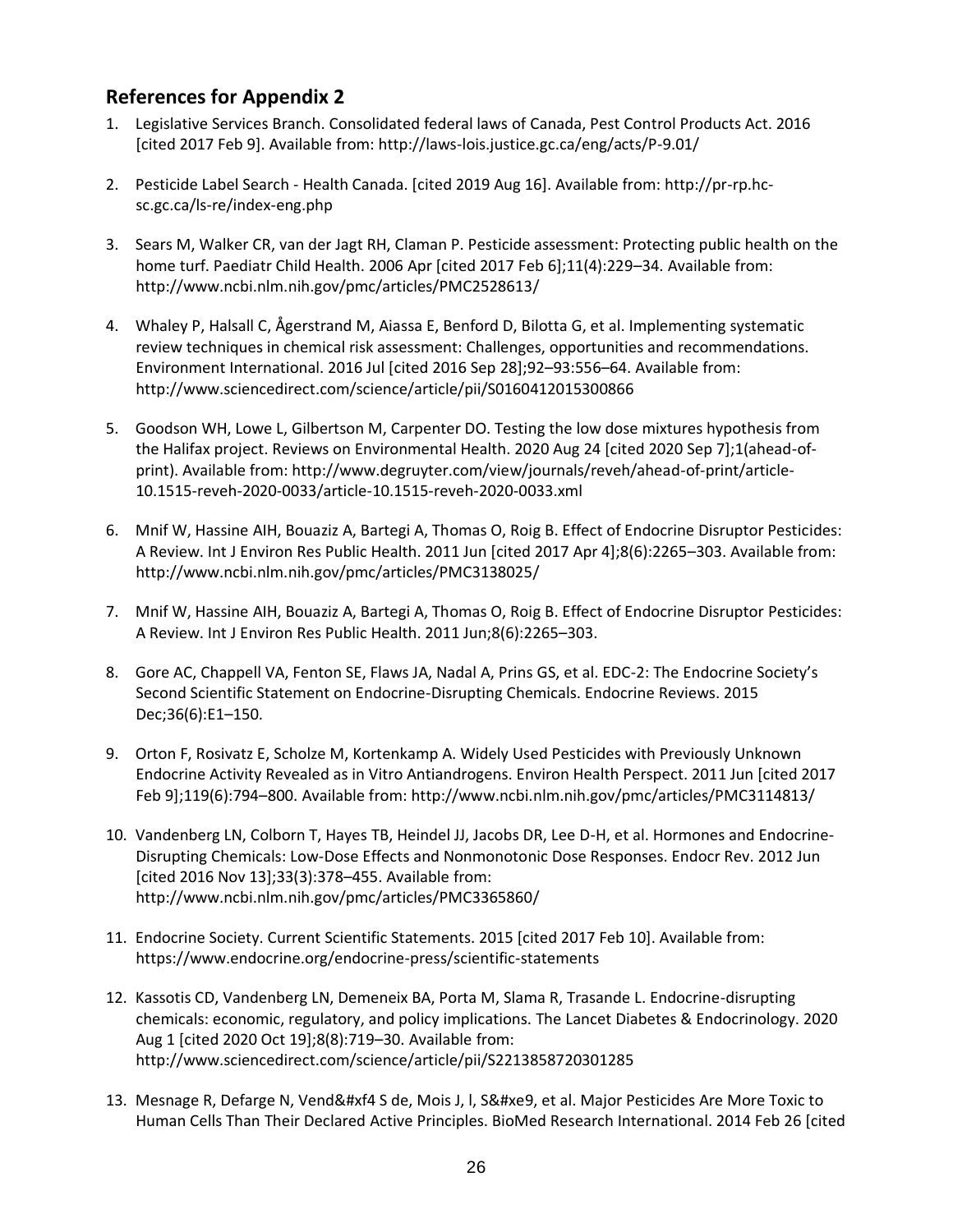## References for Appendix 2

1. Legislative Services Branch. Consolidated federal laws of Canada, Pest Control Products Act. 2016 [cited 2017 Feb 9]. Available from: http://laws-lois.justice.gc.ca/eng/acts/P-9.01/

2. Pesticide Label Search - Health Canada. [cited 2019 Aug 16]. Available from: http://pr-rp.hc-sc.gc.ca/ls-re/index-eng.php

3. Sears M, Walker CR, van der Jagt RH, Claman P. Pesticide assessment: Protecting public health on the home turf. Paediatr Child Health. 2006 Apr [cited 2017 Feb 6];11(4):229–34. Available from: http://www.ncbi.nlm.nih.gov/pmc/articles/PMC2528613/

4. Whaley P, Halsall C, Ågerstrand M, Aiassa E, Benford D, Bilotta G, et al. Implementing systematic review techniques in chemical risk assessment: Challenges, opportunities and recommendations. Environment International. 2016 Jul [cited 2016 Sep 28];92–93:556–64. Available from: http://www.sciencedirect.com/science/article/pii/S0160412015300866

5. Goodson WH, Lowe L, Gilbertson M, Carpenter DO. Testing the low dose mixtures hypothesis from the Halifax project. Reviews on Environmental Health. 2020 Aug 24 [cited 2020 Sep 7];1(ahead-of-print). Available from: http://www.degruyter.com/view/journals/reveh/ahead-of-print/article-10.1515-reveh-2020-0033/article-10.1515-reveh-2020-0033.xml

6. Mnif W, Hassine AIH, Bouaziz A, Bartegi A, Thomas O, Roig B. Effect of Endocrine Disruptor Pesticides: A Review. Int J Environ Res Public Health. 2011 Jun [cited 2017 Apr 4];8(6):2265–303. Available from: http://www.ncbi.nlm.nih.gov/pmc/articles/PMC3138025/

7. Mnif W, Hassine AIH, Bouaziz A, Bartegi A, Thomas O, Roig B. Effect of Endocrine Disruptor Pesticides: A Review. Int J Environ Res Public Health. 2011 Jun;8(6):2265–303.

8. Gore AC, Chappell VA, Fenton SE, Flaws JA, Nadal A, Prins GS, et al. EDC-2: The Endocrine Society's Second Scientific Statement on Endocrine-Disrupting Chemicals. Endocrine Reviews. 2015 Dec;36(6):E1–150.

9. Orton F, Rosivatz E, Scholze M, Kortenkamp A. Widely Used Pesticides with Previously Unknown Endocrine Activity Revealed as in Vitro Antiandrogens. Environ Health Perspect. 2011 Jun [cited 2017 Feb 9];119(6):794–800. Available from: http://www.ncbi.nlm.nih.gov/pmc/articles/PMC3114813/

10. Vandenberg LN, Colborn T, Hayes TB, Heindel JJ, Jacobs DR, Lee D-H, et al. Hormones and Endocrine-Disrupting Chemicals: Low-Dose Effects and Nonmonotonic Dose Responses. Endocr Rev. 2012 Jun [cited 2016 Nov 13];33(3):378–455. Available from: http://www.ncbi.nlm.nih.gov/pmc/articles/PMC3365860/

11. Endocrine Society. Current Scientific Statements. 2015 [cited 2017 Feb 10]. Available from: https://www.endocrine.org/endocrine-press/scientific-statements

12. Kassotis CD, Vandenberg LN, Demeneix BA, Porta M, Slama R, Trasande L. Endocrine-disrupting chemicals: economic, regulatory, and policy implications. The Lancet Diabetes & Endocrinology. 2020 Aug 1 [cited 2020 Oct 19];8(8):719–30. Available from: http://www.sciencedirect.com/science/article/pii/S2213858720301285

13. Mesnage R, Defarge N, Vend&#xf4 S de, Mois J, l, S&#xe9, et al. Major Pesticides Are More Toxic to Human Cells Than Their Declared Active Principles. BioMed Research International. 2014 Feb 26 [cited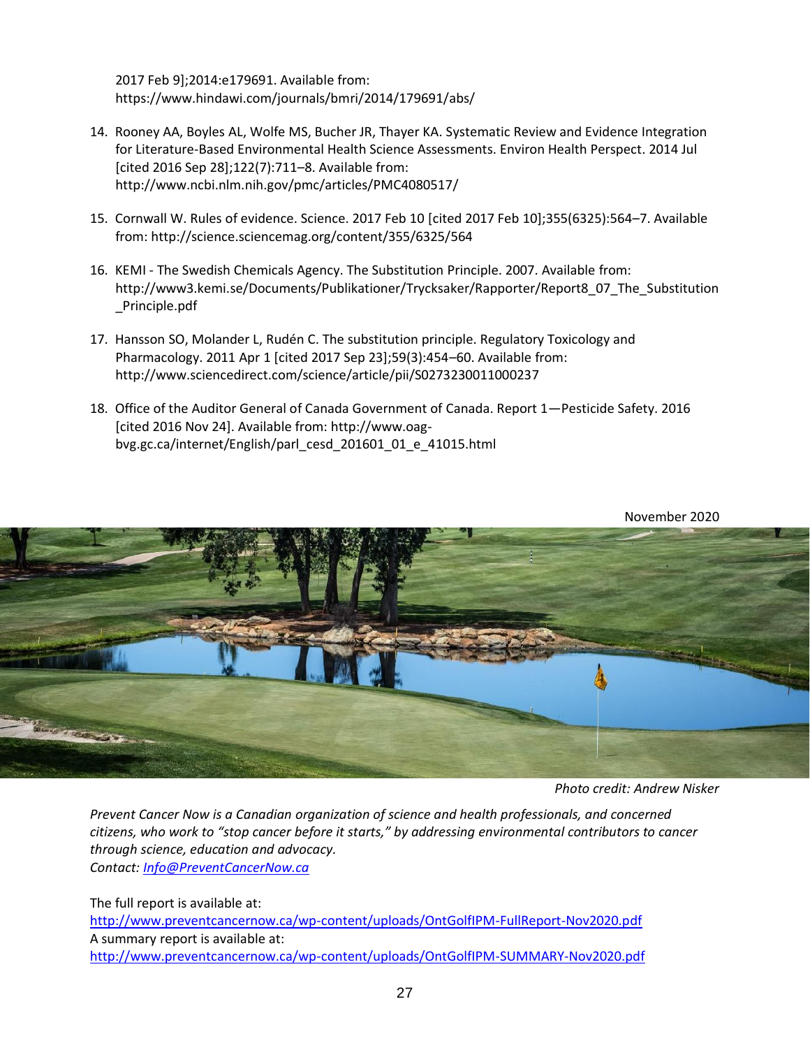2017 Feb 9];2014:e179691. Available from: https://www.hindawi.com/journals/bmri/2014/179691/abs/

14. Rooney AA, Boyles AL, Wolfe MS, Bucher JR, Thayer KA. Systematic Review and Evidence Integration for Literature-Based Environmental Health Science Assessments. Environ Health Perspect. 2014 Jul [cited 2016 Sep 28];122(7):711–8. Available from: http://www.ncbi.nlm.nih.gov/pmc/articles/PMC4080517/

15. Cornwall W. Rules of evidence. Science. 2017 Feb 10 [cited 2017 Feb 10];355(6325):564–7. Available from: http://science.sciencemag.org/content/355/6325/564

16. KEMI - The Swedish Chemicals Agency. The Substitution Principle. 2007. Available from: http://www3.kemi.se/Documents/Publikationer/Trycksaker/Rapporter/Report8_07_The_Substitution_Principle.pdf

17. Hansson SO, Molander L, Rudén C. The substitution principle. Regulatory Toxicology and Pharmacology. 2011 Apr 1 [cited 2017 Sep 23];59(3):454–60. Available from: http://www.sciencedirect.com/science/article/pii/S0273230011000237

18. Office of the Auditor General of Canada Government of Canada. Report 1—Pesticide Safety. 2016 [cited 2016 Nov 24]. Available from: http://www.oag-bvg.gc.ca/internet/English/parl_cesd_201601_01_e_41015.html

November 2020

*Photo credit: Andrew Nisker*

*Prevent Cancer Now is a Canadian organization of science and health professionals, and concerned citizens, who work to "stop cancer before it starts," by addressing environmental contributors to cancer through science, education and advocacy.*
*Contact: Info@PreventCancerNow.ca*

The full report is available at:
http://www.preventcancernow.ca/wp-content/uploads/OntGolfIPM-FullReport-Nov2020.pdf
A summary report is available at:
http://www.preventcancernow.ca/wp-content/uploads/OntGolfIPM-SUMMARY-Nov2020.pdf